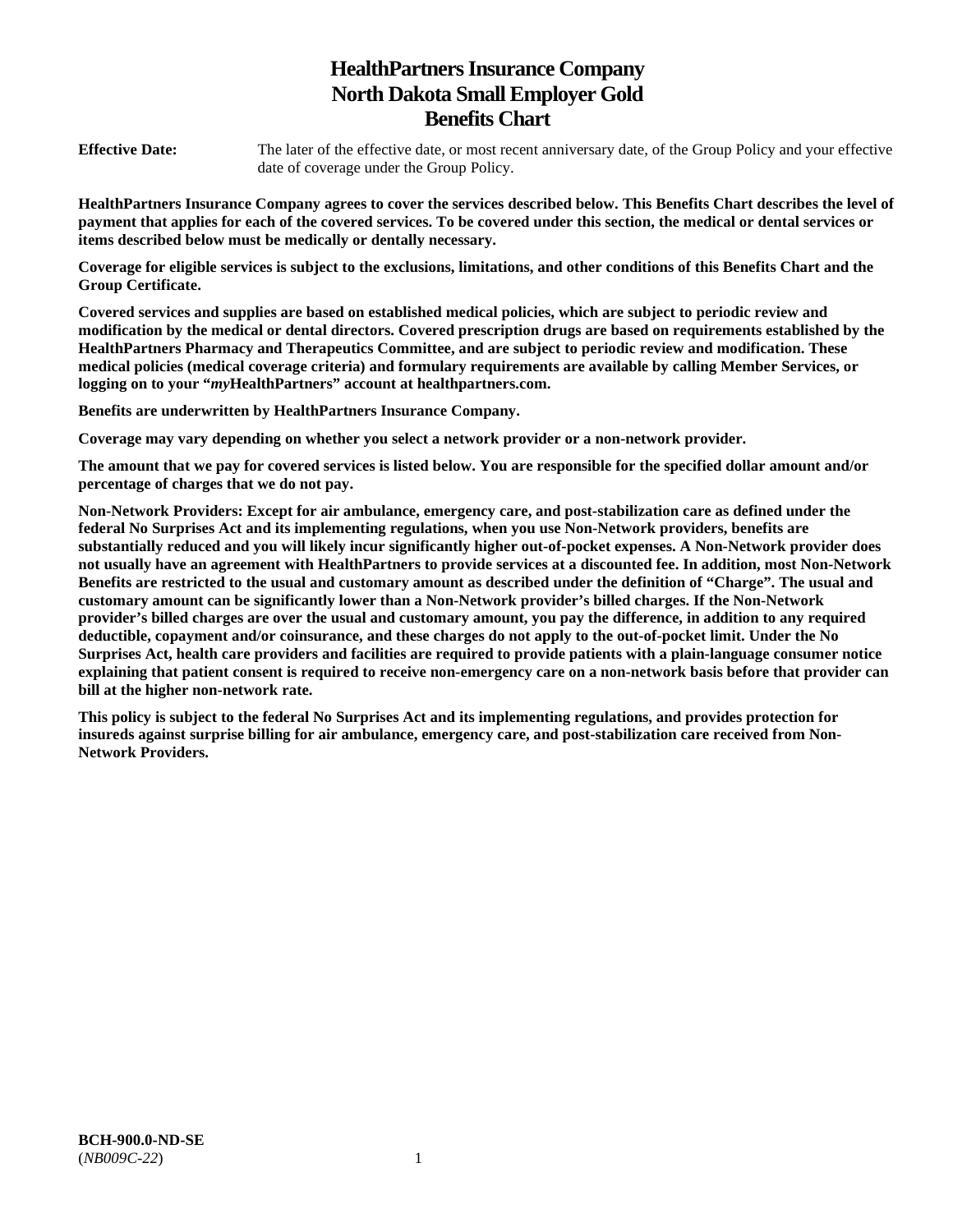# HealthPartners Insurance Company
# North Dakota Small Employer Gold
# Benefits Chart

**Effective Date:** The later of the effective date, or most recent anniversary date, of the Group Policy and your effective date of coverage under the Group Policy.

**HealthPartners Insurance Company agrees to cover the services described below. This Benefits Chart describes the level of payment that applies for each of the covered services. To be covered under this section, the medical or dental services or items described below must be medically or dentally necessary.**

**Coverage for eligible services is subject to the exclusions, limitations, and other conditions of this Benefits Chart and the Group Certificate.**

**Covered services and supplies are based on established medical policies, which are subject to periodic review and modification by the medical or dental directors. Covered prescription drugs are based on requirements established by the HealthPartners Pharmacy and Therapeutics Committee, and are subject to periodic review and modification. These medical policies (medical coverage criteria) and formulary requirements are available by calling Member Services, or logging on to your "*my*HealthPartners" account at healthpartners.com.**

**Benefits are underwritten by HealthPartners Insurance Company.**

**Coverage may vary depending on whether you select a network provider or a non-network provider.**

**The amount that we pay for covered services is listed below. You are responsible for the specified dollar amount and/or percentage of charges that we do not pay.**

**Non-Network Providers: Except for air ambulance, emergency care, and post-stabilization care as defined under the federal No Surprises Act and its implementing regulations, when you use Non-Network providers, benefits are substantially reduced and you will likely incur significantly higher out-of-pocket expenses. A Non-Network provider does not usually have an agreement with HealthPartners to provide services at a discounted fee. In addition, most Non-Network Benefits are restricted to the usual and customary amount as described under the definition of "Charge". The usual and customary amount can be significantly lower than a Non-Network provider's billed charges. If the Non-Network provider's billed charges are over the usual and customary amount, you pay the difference, in addition to any required deductible, copayment and/or coinsurance, and these charges do not apply to the out-of-pocket limit. Under the No Surprises Act, health care providers and facilities are required to provide patients with a plain-language consumer notice explaining that patient consent is required to receive non-emergency care on a non-network basis before that provider can bill at the higher non-network rate.**

**This policy is subject to the federal No Surprises Act and its implementing regulations, and provides protection for insureds against surprise billing for air ambulance, emergency care, and post-stabilization care received from Non-Network Providers.**

**BCH-900.0-ND-SE**
(*NB009C-22*)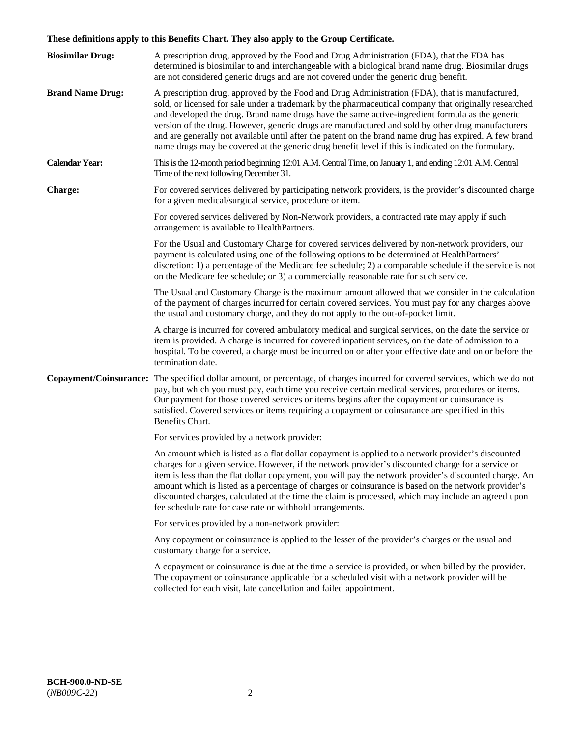**These definitions apply to this Benefits Chart. They also apply to the Group Certificate.**

**Biosimilar Drug:** A prescription drug, approved by the Food and Drug Administration (FDA), that the FDA has determined is biosimilar to and interchangeable with a biological brand name drug. Biosimilar drugs are not considered generic drugs and are not covered under the generic drug benefit.

**Brand Name Drug:** A prescription drug, approved by the Food and Drug Administration (FDA), that is manufactured, sold, or licensed for sale under a trademark by the pharmaceutical company that originally researched and developed the drug. Brand name drugs have the same active-ingredient formula as the generic version of the drug. However, generic drugs are manufactured and sold by other drug manufacturers and are generally not available until after the patent on the brand name drug has expired. A few brand name drugs may be covered at the generic drug benefit level if this is indicated on the formulary.

**Calendar Year:** This is the 12-month period beginning 12:01 A.M. Central Time, on January 1, and ending 12:01 A.M. Central Time of the next following December 31.

**Charge:** For covered services delivered by participating network providers, is the provider's discounted charge for a given medical/surgical service, procedure or item.

For covered services delivered by Non-Network providers, a contracted rate may apply if such arrangement is available to HealthPartners.

For the Usual and Customary Charge for covered services delivered by non-network providers, our payment is calculated using one of the following options to be determined at HealthPartners' discretion: 1) a percentage of the Medicare fee schedule; 2) a comparable schedule if the service is not on the Medicare fee schedule; or 3) a commercially reasonable rate for such service.

The Usual and Customary Charge is the maximum amount allowed that we consider in the calculation of the payment of charges incurred for certain covered services. You must pay for any charges above the usual and customary charge, and they do not apply to the out-of-pocket limit.

A charge is incurred for covered ambulatory medical and surgical services, on the date the service or item is provided. A charge is incurred for covered inpatient services, on the date of admission to a hospital. To be covered, a charge must be incurred on or after your effective date and on or before the termination date.

**Copayment/Coinsurance:** The specified dollar amount, or percentage, of charges incurred for covered services, which we do not pay, but which you must pay, each time you receive certain medical services, procedures or items. Our payment for those covered services or items begins after the copayment or coinsurance is satisfied. Covered services or items requiring a copayment or coinsurance are specified in this Benefits Chart.

For services provided by a network provider:

An amount which is listed as a flat dollar copayment is applied to a network provider's discounted charges for a given service. However, if the network provider's discounted charge for a service or item is less than the flat dollar copayment, you will pay the network provider's discounted charge. An amount which is listed as a percentage of charges or coinsurance is based on the network provider's discounted charges, calculated at the time the claim is processed, which may include an agreed upon fee schedule rate for case rate or withhold arrangements.

For services provided by a non-network provider:

Any copayment or coinsurance is applied to the lesser of the provider's charges or the usual and customary charge for a service.

A copayment or coinsurance is due at the time a service is provided, or when billed by the provider. The copayment or coinsurance applicable for a scheduled visit with a network provider will be collected for each visit, late cancellation and failed appointment.

**BCH-900.0-ND-SE**
(*NB009C-22*)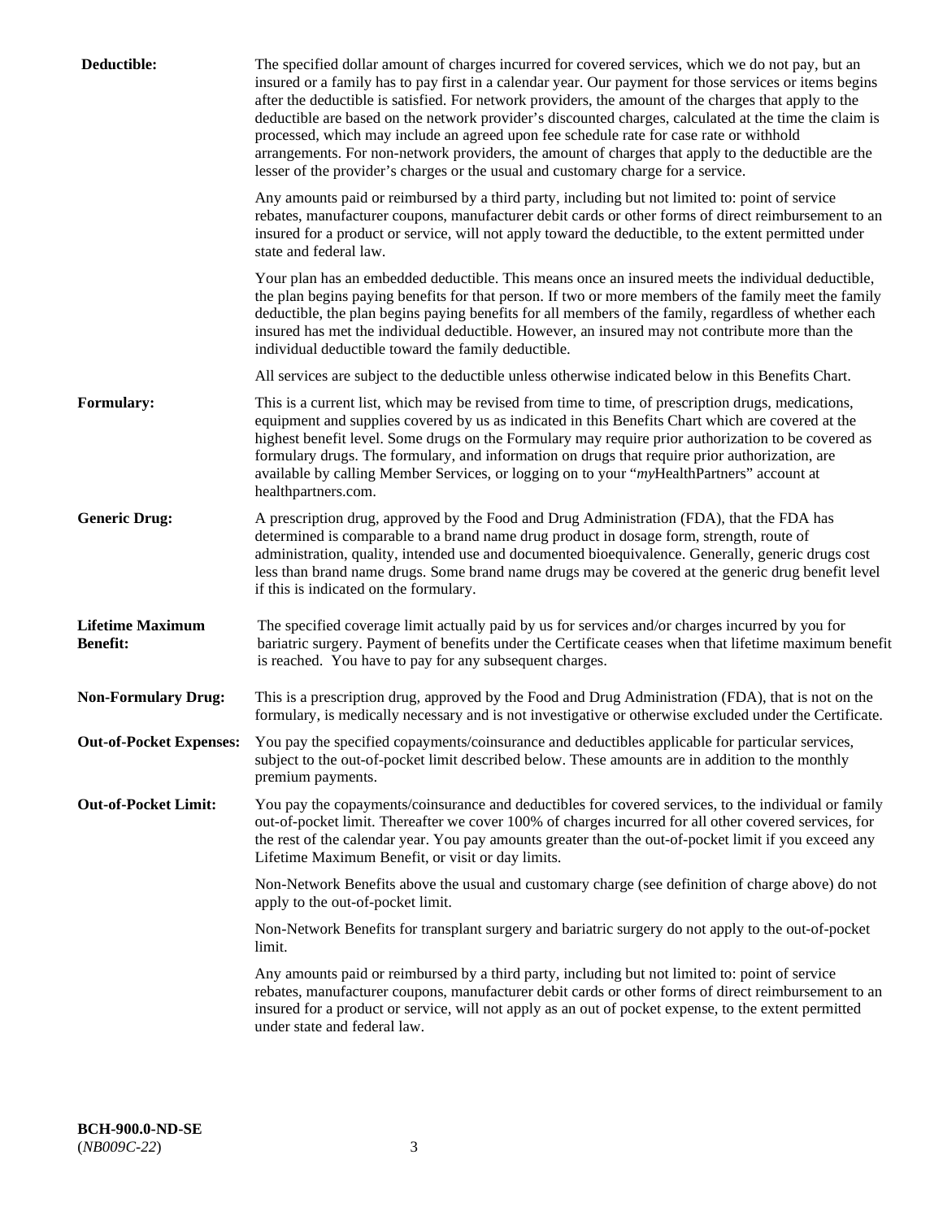**Deductible:** The specified dollar amount of charges incurred for covered services, which we do not pay, but an insured or a family has to pay first in a calendar year. Our payment for those services or items begins after the deductible is satisfied. For network providers, the amount of the charges that apply to the deductible are based on the network provider's discounted charges, calculated at the time the claim is processed, which may include an agreed upon fee schedule rate for case rate or withhold arrangements. For non-network providers, the amount of charges that apply to the deductible are the lesser of the provider's charges or the usual and customary charge for a service.

Any amounts paid or reimbursed by a third party, including but not limited to: point of service rebates, manufacturer coupons, manufacturer debit cards or other forms of direct reimbursement to an insured for a product or service, will not apply toward the deductible, to the extent permitted under state and federal law.

Your plan has an embedded deductible. This means once an insured meets the individual deductible, the plan begins paying benefits for that person. If two or more members of the family meet the family deductible, the plan begins paying benefits for all members of the family, regardless of whether each insured has met the individual deductible. However, an insured may not contribute more than the individual deductible toward the family deductible.

All services are subject to the deductible unless otherwise indicated below in this Benefits Chart.

**Formulary:** This is a current list, which may be revised from time to time, of prescription drugs, medications, equipment and supplies covered by us as indicated in this Benefits Chart which are covered at the highest benefit level. Some drugs on the Formulary may require prior authorization to be covered as formulary drugs. The formulary, and information on drugs that require prior authorization, are available by calling Member Services, or logging on to your "*my*HealthPartners" account at healthpartners.com.

**Generic Drug:** A prescription drug, approved by the Food and Drug Administration (FDA), that the FDA has determined is comparable to a brand name drug product in dosage form, strength, route of administration, quality, intended use and documented bioequivalence. Generally, generic drugs cost less than brand name drugs. Some brand name drugs may be covered at the generic drug benefit level if this is indicated on the formulary.

**Lifetime Maximum Benefit:** The specified coverage limit actually paid by us for services and/or charges incurred by you for bariatric surgery. Payment of benefits under the Certificate ceases when that lifetime maximum benefit is reached. You have to pay for any subsequent charges.

**Non-Formulary Drug:** This is a prescription drug, approved by the Food and Drug Administration (FDA), that is not on the formulary, is medically necessary and is not investigative or otherwise excluded under the Certificate.

**Out-of-Pocket Expenses:** You pay the specified copayments/coinsurance and deductibles applicable for particular services, subject to the out-of-pocket limit described below. These amounts are in addition to the monthly premium payments.

**Out-of-Pocket Limit:** You pay the copayments/coinsurance and deductibles for covered services, to the individual or family out-of-pocket limit. Thereafter we cover 100% of charges incurred for all other covered services, for the rest of the calendar year. You pay amounts greater than the out-of-pocket limit if you exceed any Lifetime Maximum Benefit, or visit or day limits.

Non-Network Benefits above the usual and customary charge (see definition of charge above) do not apply to the out-of-pocket limit.

Non-Network Benefits for transplant surgery and bariatric surgery do not apply to the out-of-pocket limit.

Any amounts paid or reimbursed by a third party, including but not limited to: point of service rebates, manufacturer coupons, manufacturer debit cards or other forms of direct reimbursement to an insured for a product or service, will not apply as an out of pocket expense, to the extent permitted under state and federal law.

**BCH-900.0-ND-SE**
(*NB009C-22*)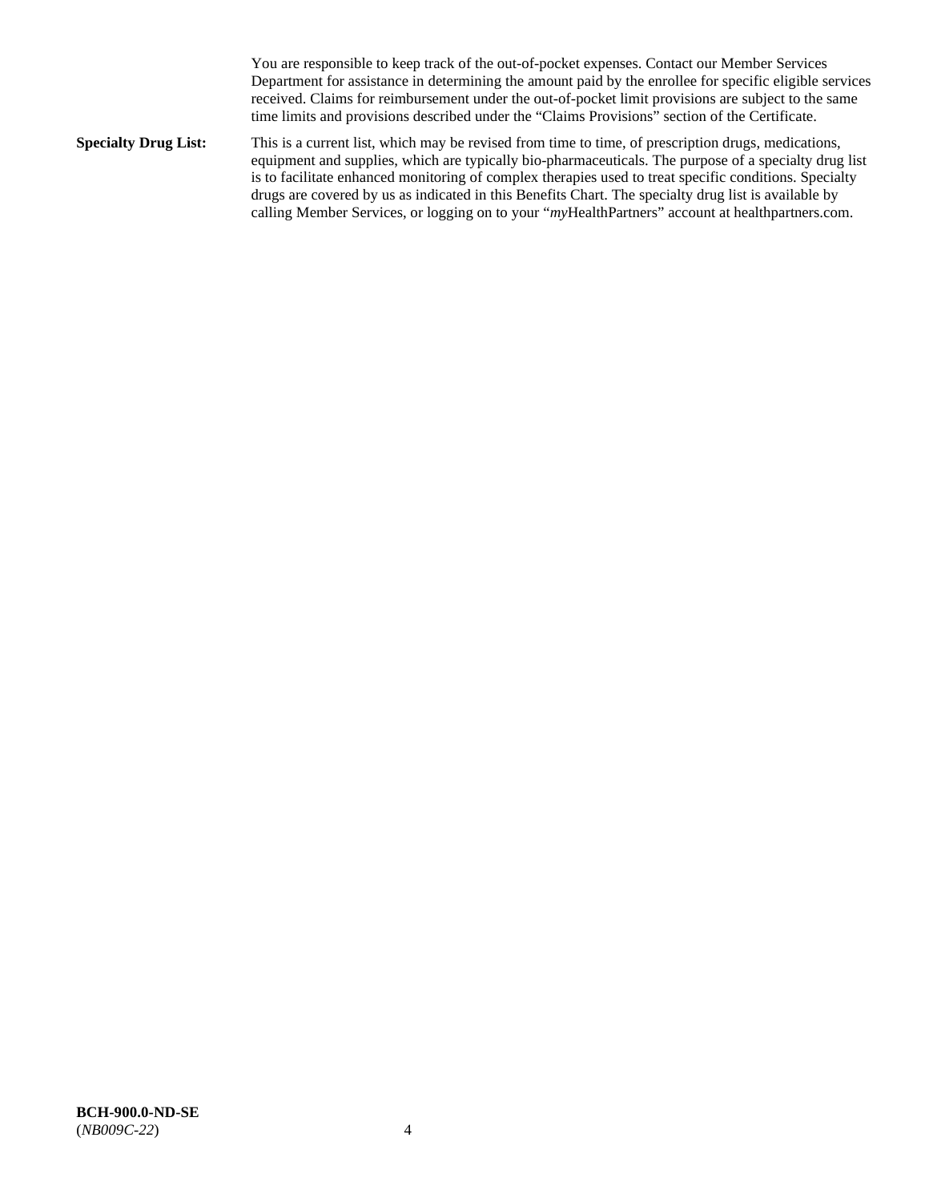You are responsible to keep track of the out-of-pocket expenses. Contact our Member Services Department for assistance in determining the amount paid by the enrollee for specific eligible services received. Claims for reimbursement under the out-of-pocket limit provisions are subject to the same time limits and provisions described under the "Claims Provisions" section of the Certificate.

**Specialty Drug List:** This is a current list, which may be revised from time to time, of prescription drugs, medications, equipment and supplies, which are typically bio-pharmaceuticals. The purpose of a specialty drug list is to facilitate enhanced monitoring of complex therapies used to treat specific conditions. Specialty drugs are covered by us as indicated in this Benefits Chart. The specialty drug list is available by calling Member Services, or logging on to your "*my*HealthPartners" account at healthpartners.com.

**BCH-900.0-ND-SE**
(*NB009C-22*)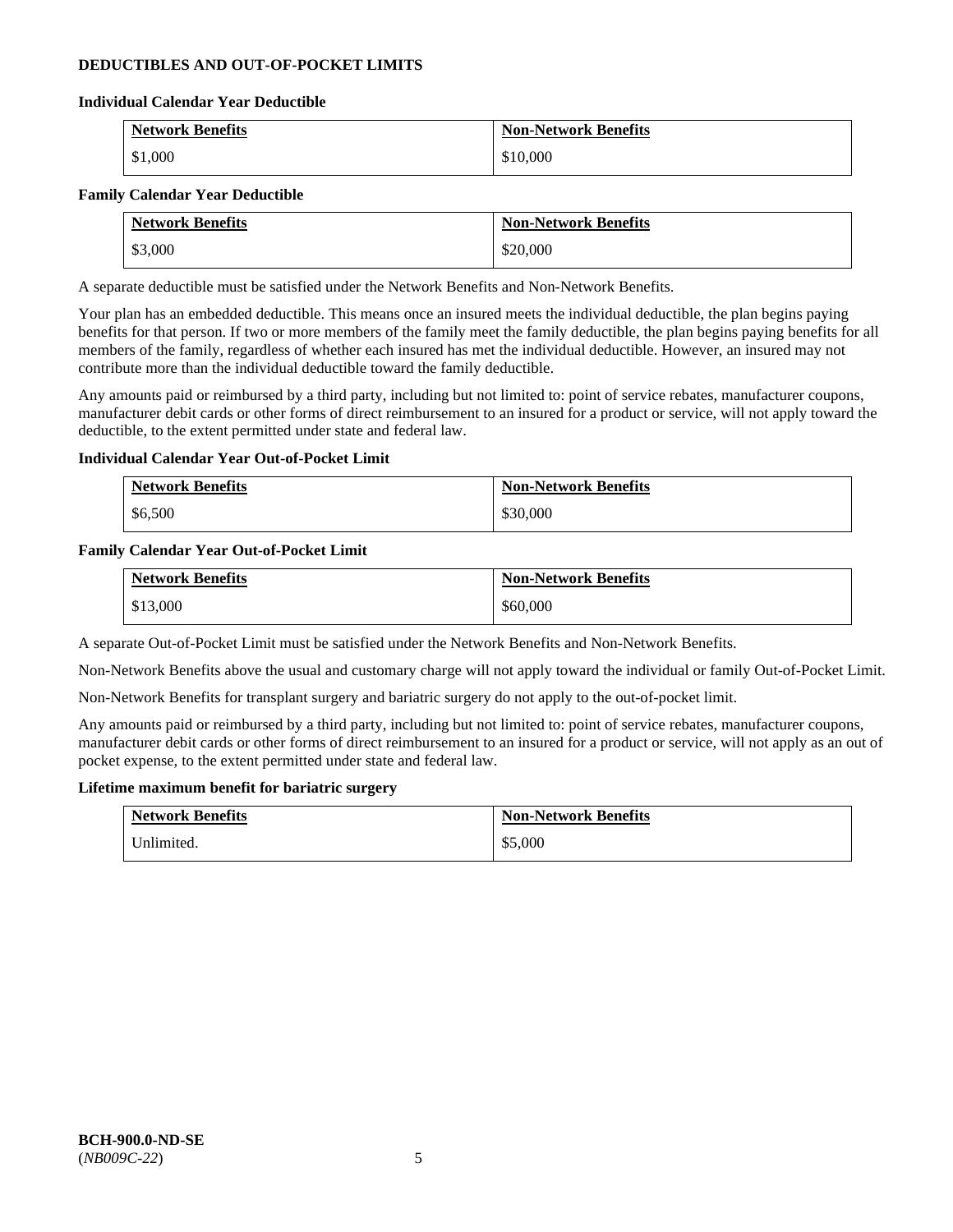## DEDUCTIBLES AND OUT-OF-POCKET LIMITS

### Individual Calendar Year Deductible

| Network Benefits | Non-Network Benefits |
| --- | --- |
| $1,000 | $10,000 |

### Family Calendar Year Deductible

| Network Benefits | Non-Network Benefits |
| --- | --- |
| $3,000 | $20,000 |

A separate deductible must be satisfied under the Network Benefits and Non-Network Benefits.

Your plan has an embedded deductible. This means once an insured meets the individual deductible, the plan begins paying benefits for that person. If two or more members of the family meet the family deductible, the plan begins paying benefits for all members of the family, regardless of whether each insured has met the individual deductible. However, an insured may not contribute more than the individual deductible toward the family deductible.

Any amounts paid or reimbursed by a third party, including but not limited to: point of service rebates, manufacturer coupons, manufacturer debit cards or other forms of direct reimbursement to an insured for a product or service, will not apply toward the deductible, to the extent permitted under state and federal law.

### Individual Calendar Year Out-of-Pocket Limit

| Network Benefits | Non-Network Benefits |
| --- | --- |
| $6,500 | $30,000 |

### Family Calendar Year Out-of-Pocket Limit

| Network Benefits | Non-Network Benefits |
| --- | --- |
| $13,000 | $60,000 |

A separate Out-of-Pocket Limit must be satisfied under the Network Benefits and Non-Network Benefits.

Non-Network Benefits above the usual and customary charge will not apply toward the individual or family Out-of-Pocket Limit.

Non-Network Benefits for transplant surgery and bariatric surgery do not apply to the out-of-pocket limit.

Any amounts paid or reimbursed by a third party, including but not limited to: point of service rebates, manufacturer coupons, manufacturer debit cards or other forms of direct reimbursement to an insured for a product or service, will not apply as an out of pocket expense, to the extent permitted under state and federal law.

### Lifetime maximum benefit for bariatric surgery

| Network Benefits | Non-Network Benefits |
| --- | --- |
| Unlimited. | $5,000 |

**BCH-900.0-ND-SE**
(*NB009C-22*)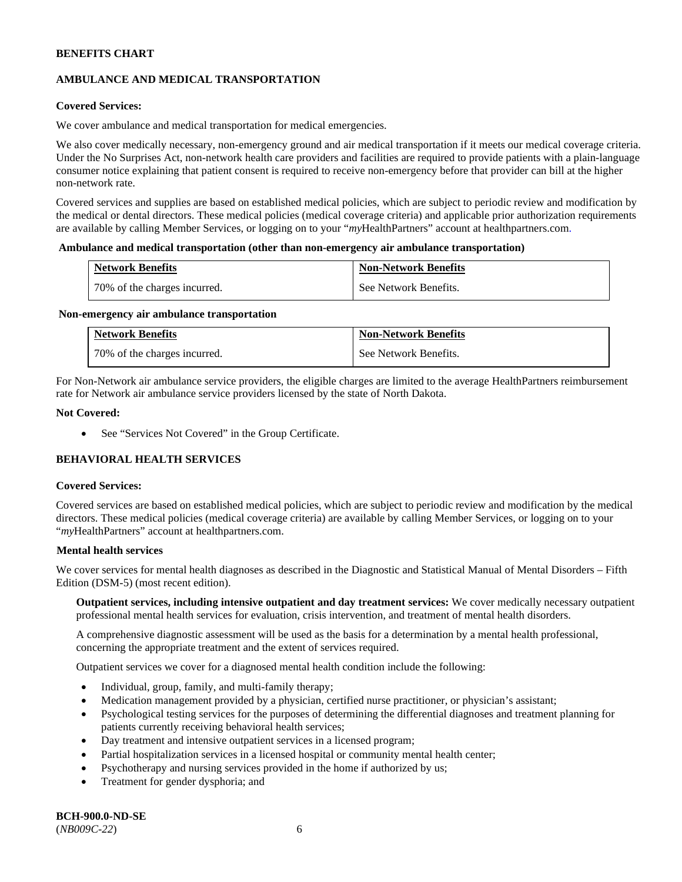**BENEFITS CHART**

**AMBULANCE AND MEDICAL TRANSPORTATION**

**Covered Services:**

We cover ambulance and medical transportation for medical emergencies.

We also cover medically necessary, non-emergency ground and air medical transportation if it meets our medical coverage criteria. Under the No Surprises Act, non-network health care providers and facilities are required to provide patients with a plain-language consumer notice explaining that patient consent is required to receive non-emergency before that provider can bill at the higher non-network rate.

Covered services and supplies are based on established medical policies, which are subject to periodic review and modification by the medical or dental directors. These medical policies (medical coverage criteria) and applicable prior authorization requirements are available by calling Member Services, or logging on to your "*my*HealthPartners" account at healthpartners.com.

**Ambulance and medical transportation (other than non-emergency air ambulance transportation)**

| Network Benefits | Non-Network Benefits |
|---|---|
| 70% of the charges incurred. | See Network Benefits. |

**Non-emergency air ambulance transportation**

| Network Benefits | Non-Network Benefits |
|---|---|
| 70% of the charges incurred. | See Network Benefits. |

For Non-Network air ambulance service providers, the eligible charges are limited to the average HealthPartners reimbursement rate for Network air ambulance service providers licensed by the state of North Dakota.

**Not Covered:**

- See "Services Not Covered" in the Group Certificate.

**BEHAVIORAL HEALTH SERVICES**

**Covered Services:**

Covered services are based on established medical policies, which are subject to periodic review and modification by the medical directors. These medical policies (medical coverage criteria) are available by calling Member Services, or logging on to your "*my*HealthPartners" account at healthpartners.com.

**Mental health services**

We cover services for mental health diagnoses as described in the Diagnostic and Statistical Manual of Mental Disorders – Fifth Edition (DSM-5) (most recent edition).

**Outpatient services, including intensive outpatient and day treatment services:** We cover medically necessary outpatient professional mental health services for evaluation, crisis intervention, and treatment of mental health disorders.

A comprehensive diagnostic assessment will be used as the basis for a determination by a mental health professional, concerning the appropriate treatment and the extent of services required.

Outpatient services we cover for a diagnosed mental health condition include the following:

- Individual, group, family, and multi-family therapy;
- Medication management provided by a physician, certified nurse practitioner, or physician's assistant;
- Psychological testing services for the purposes of determining the differential diagnoses and treatment planning for patients currently receiving behavioral health services;
- Day treatment and intensive outpatient services in a licensed program;
- Partial hospitalization services in a licensed hospital or community mental health center;
- Psychotherapy and nursing services provided in the home if authorized by us;
- Treatment for gender dysphoria; and

**BCH-900.0-ND-SE**
(*NB009C-22*)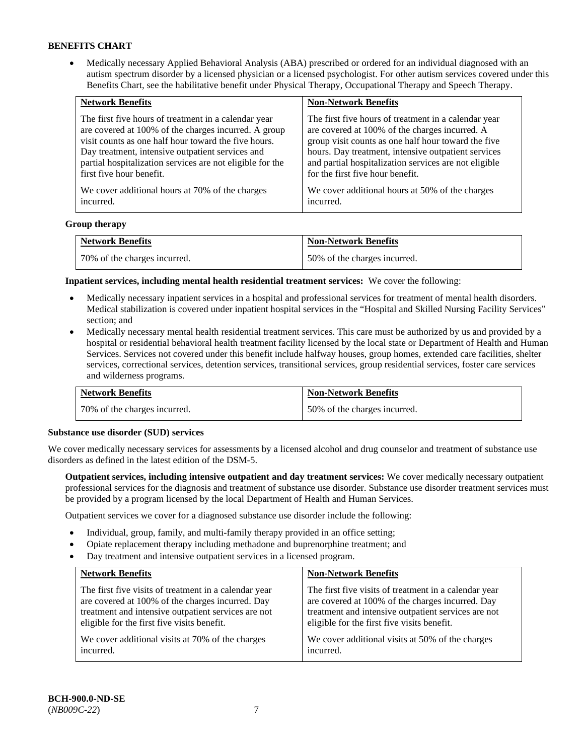**BENEFITS CHART**

- Medically necessary Applied Behavioral Analysis (ABA) prescribed or ordered for an individual diagnosed with an autism spectrum disorder by a licensed physician or a licensed psychologist. For other autism services covered under this Benefits Chart, see the habilitative benefit under Physical Therapy, Occupational Therapy and Speech Therapy.

| Network Benefits | Non-Network Benefits |
|---|---|
| The first five hours of treatment in a calendar year are covered at 100% of the charges incurred. A group visit counts as one half hour toward the five hours. Day treatment, intensive outpatient services and partial hospitalization services are not eligible for the first five hour benefit.<br><br>We cover additional hours at 70% of the charges incurred. | The first five hours of treatment in a calendar year are covered at 100% of the charges incurred. A group visit counts as one half hour toward the five hours. Day treatment, intensive outpatient services and partial hospitalization services are not eligible for the first five hour benefit.<br><br>We cover additional hours at 50% of the charges incurred. |

**Group therapy**

| Network Benefits | Non-Network Benefits |
|---|---|
| 70% of the charges incurred. | 50% of the charges incurred. |

**Inpatient services, including mental health residential treatment services:** We cover the following:

- Medically necessary inpatient services in a hospital and professional services for treatment of mental health disorders. Medical stabilization is covered under inpatient hospital services in the "Hospital and Skilled Nursing Facility Services" section; and
- Medically necessary mental health residential treatment services. This care must be authorized by us and provided by a hospital or residential behavioral health treatment facility licensed by the local state or Department of Health and Human Services. Services not covered under this benefit include halfway houses, group homes, extended care facilities, shelter services, correctional services, detention services, transitional services, group residential services, foster care services and wilderness programs.

| Network Benefits | Non-Network Benefits |
|---|---|
| 70% of the charges incurred. | 50% of the charges incurred. |

**Substance use disorder (SUD) services**

We cover medically necessary services for assessments by a licensed alcohol and drug counselor and treatment of substance use disorders as defined in the latest edition of the DSM-5.

**Outpatient services, including intensive outpatient and day treatment services:** We cover medically necessary outpatient professional services for the diagnosis and treatment of substance use disorder. Substance use disorder treatment services must be provided by a program licensed by the local Department of Health and Human Services.

Outpatient services we cover for a diagnosed substance use disorder include the following:

- Individual, group, family, and multi-family therapy provided in an office setting;
- Opiate replacement therapy including methadone and buprenorphine treatment; and
- Day treatment and intensive outpatient services in a licensed program.

| Network Benefits | Non-Network Benefits |
|---|---|
| The first five visits of treatment in a calendar year are covered at 100% of the charges incurred. Day treatment and intensive outpatient services are not eligible for the first five visits benefit.<br><br>We cover additional visits at 70% of the charges incurred. | The first five visits of treatment in a calendar year are covered at 100% of the charges incurred. Day treatment and intensive outpatient services are not eligible for the first five visits benefit.<br><br>We cover additional visits at 50% of the charges incurred. |

**BCH-900.0-ND-SE**
(*NB009C-22*)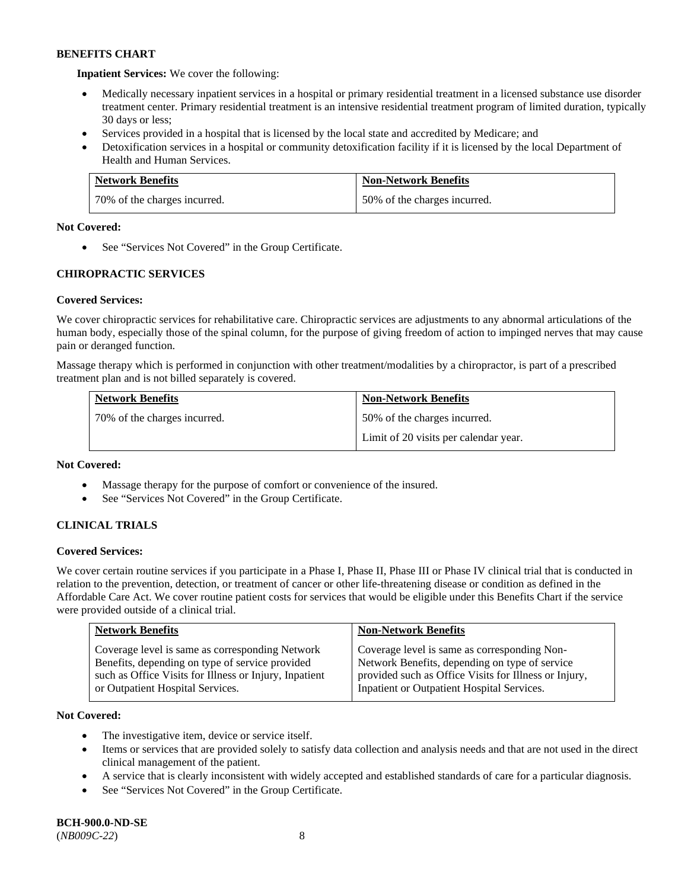**BENEFITS CHART**

**Inpatient Services:** We cover the following:

- Medically necessary inpatient services in a hospital or primary residential treatment in a licensed substance use disorder treatment center. Primary residential treatment is an intensive residential treatment program of limited duration, typically 30 days or less;
- Services provided in a hospital that is licensed by the local state and accredited by Medicare; and
- Detoxification services in a hospital or community detoxification facility if it is licensed by the local Department of Health and Human Services.

| Network Benefits | Non-Network Benefits |
| --- | --- |
| 70% of the charges incurred. | 50% of the charges incurred. |

**Not Covered:**

- See "Services Not Covered" in the Group Certificate.

## CHIROPRACTIC SERVICES

**Covered Services:**

We cover chiropractic services for rehabilitative care. Chiropractic services are adjustments to any abnormal articulations of the human body, especially those of the spinal column, for the purpose of giving freedom of action to impinged nerves that may cause pain or deranged function.

Massage therapy which is performed in conjunction with other treatment/modalities by a chiropractor, is part of a prescribed treatment plan and is not billed separately is covered.

| Network Benefits | Non-Network Benefits |
| --- | --- |
| 70% of the charges incurred. | 50% of the charges incurred.<br>Limit of 20 visits per calendar year. |

**Not Covered:**

- Massage therapy for the purpose of comfort or convenience of the insured.
- See "Services Not Covered" in the Group Certificate.

## CLINICAL TRIALS

**Covered Services:**

We cover certain routine services if you participate in a Phase I, Phase II, Phase III or Phase IV clinical trial that is conducted in relation to the prevention, detection, or treatment of cancer or other life-threatening disease or condition as defined in the Affordable Care Act. We cover routine patient costs for services that would be eligible under this Benefits Chart if the service were provided outside of a clinical trial.

| Network Benefits | Non-Network Benefits |
| --- | --- |
| Coverage level is same as corresponding Network Benefits, depending on type of service provided such as Office Visits for Illness or Injury, Inpatient or Outpatient Hospital Services. | Coverage level is same as corresponding Non-Network Benefits, depending on type of service provided such as Office Visits for Illness or Injury, Inpatient or Outpatient Hospital Services. |

**Not Covered:**

- The investigative item, device or service itself.
- Items or services that are provided solely to satisfy data collection and analysis needs and that are not used in the direct clinical management of the patient.
- A service that is clearly inconsistent with widely accepted and established standards of care for a particular diagnosis.
- See "Services Not Covered" in the Group Certificate.

**BCH-900.0-ND-SE**
(*NB009C-22*)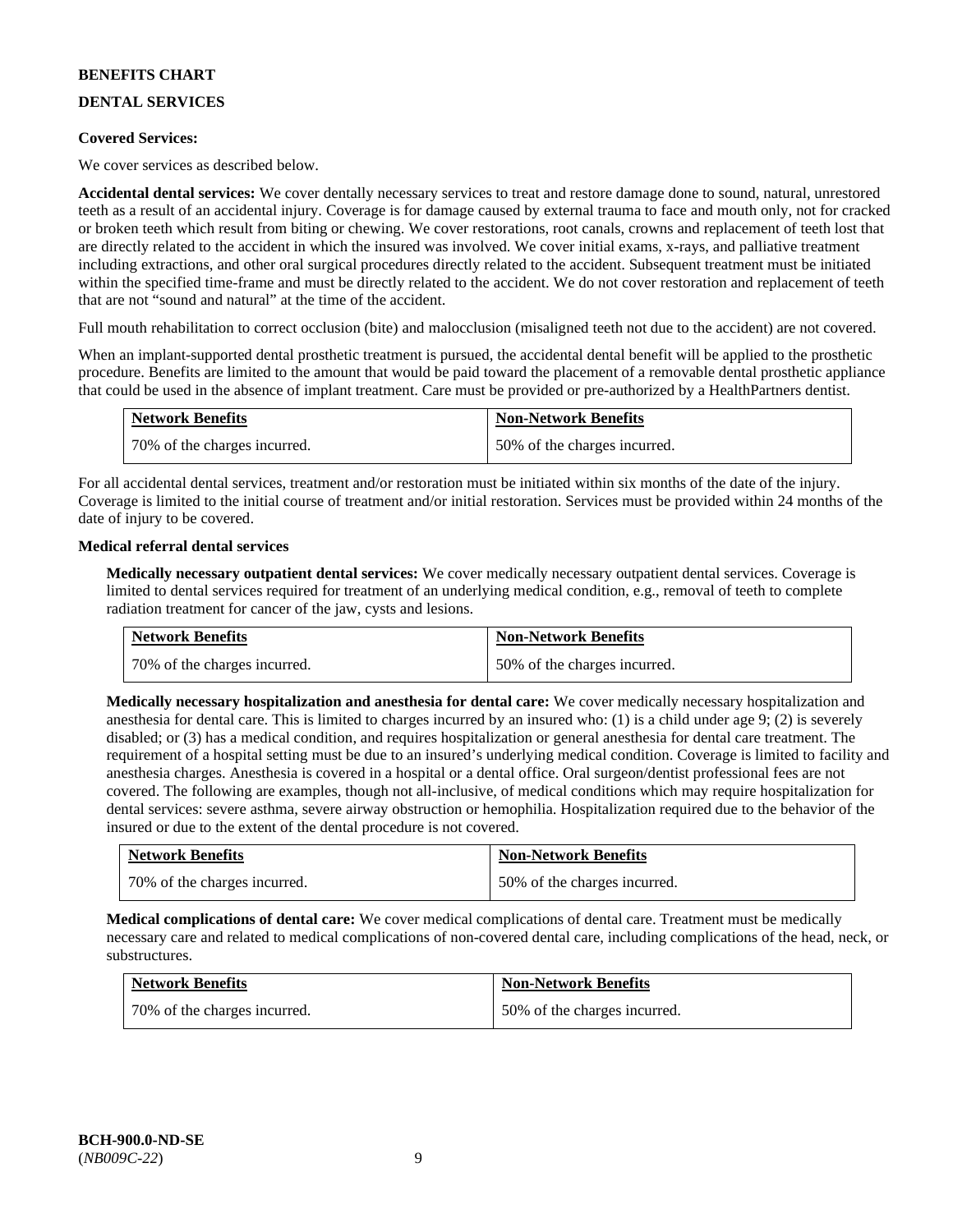**BENEFITS CHART**

**DENTAL SERVICES**

**Covered Services:**

We cover services as described below.

**Accidental dental services:** We cover dentally necessary services to treat and restore damage done to sound, natural, unrestored teeth as a result of an accidental injury. Coverage is for damage caused by external trauma to face and mouth only, not for cracked or broken teeth which result from biting or chewing. We cover restorations, root canals, crowns and replacement of teeth lost that are directly related to the accident in which the insured was involved. We cover initial exams, x-rays, and palliative treatment including extractions, and other oral surgical procedures directly related to the accident. Subsequent treatment must be initiated within the specified time-frame and must be directly related to the accident. We do not cover restoration and replacement of teeth that are not "sound and natural" at the time of the accident.

Full mouth rehabilitation to correct occlusion (bite) and malocclusion (misaligned teeth not due to the accident) are not covered.

When an implant-supported dental prosthetic treatment is pursued, the accidental dental benefit will be applied to the prosthetic procedure. Benefits are limited to the amount that would be paid toward the placement of a removable dental prosthetic appliance that could be used in the absence of implant treatment. Care must be provided or pre-authorized by a HealthPartners dentist.

| Network Benefits | Non-Network Benefits |
|---|---|
| 70% of the charges incurred. | 50% of the charges incurred. |

For all accidental dental services, treatment and/or restoration must be initiated within six months of the date of the injury. Coverage is limited to the initial course of treatment and/or initial restoration. Services must be provided within 24 months of the date of injury to be covered.

**Medical referral dental services**

**Medically necessary outpatient dental services:** We cover medically necessary outpatient dental services. Coverage is limited to dental services required for treatment of an underlying medical condition, e.g., removal of teeth to complete radiation treatment for cancer of the jaw, cysts and lesions.

| Network Benefits | Non-Network Benefits |
|---|---|
| 70% of the charges incurred. | 50% of the charges incurred. |

**Medically necessary hospitalization and anesthesia for dental care:** We cover medically necessary hospitalization and anesthesia for dental care. This is limited to charges incurred by an insured who: (1) is a child under age 9; (2) is severely disabled; or (3) has a medical condition, and requires hospitalization or general anesthesia for dental care treatment. The requirement of a hospital setting must be due to an insured's underlying medical condition. Coverage is limited to facility and anesthesia charges. Anesthesia is covered in a hospital or a dental office. Oral surgeon/dentist professional fees are not covered. The following are examples, though not all-inclusive, of medical conditions which may require hospitalization for dental services: severe asthma, severe airway obstruction or hemophilia. Hospitalization required due to the behavior of the insured or due to the extent of the dental procedure is not covered.

| Network Benefits | Non-Network Benefits |
|---|---|
| 70% of the charges incurred. | 50% of the charges incurred. |

**Medical complications of dental care:** We cover medical complications of dental care. Treatment must be medically necessary care and related to medical complications of non-covered dental care, including complications of the head, neck, or substructures.

| Network Benefits | Non-Network Benefits |
|---|---|
| 70% of the charges incurred. | 50% of the charges incurred. |

**BCH-900.0-ND-SE**
(*NB009C-22*)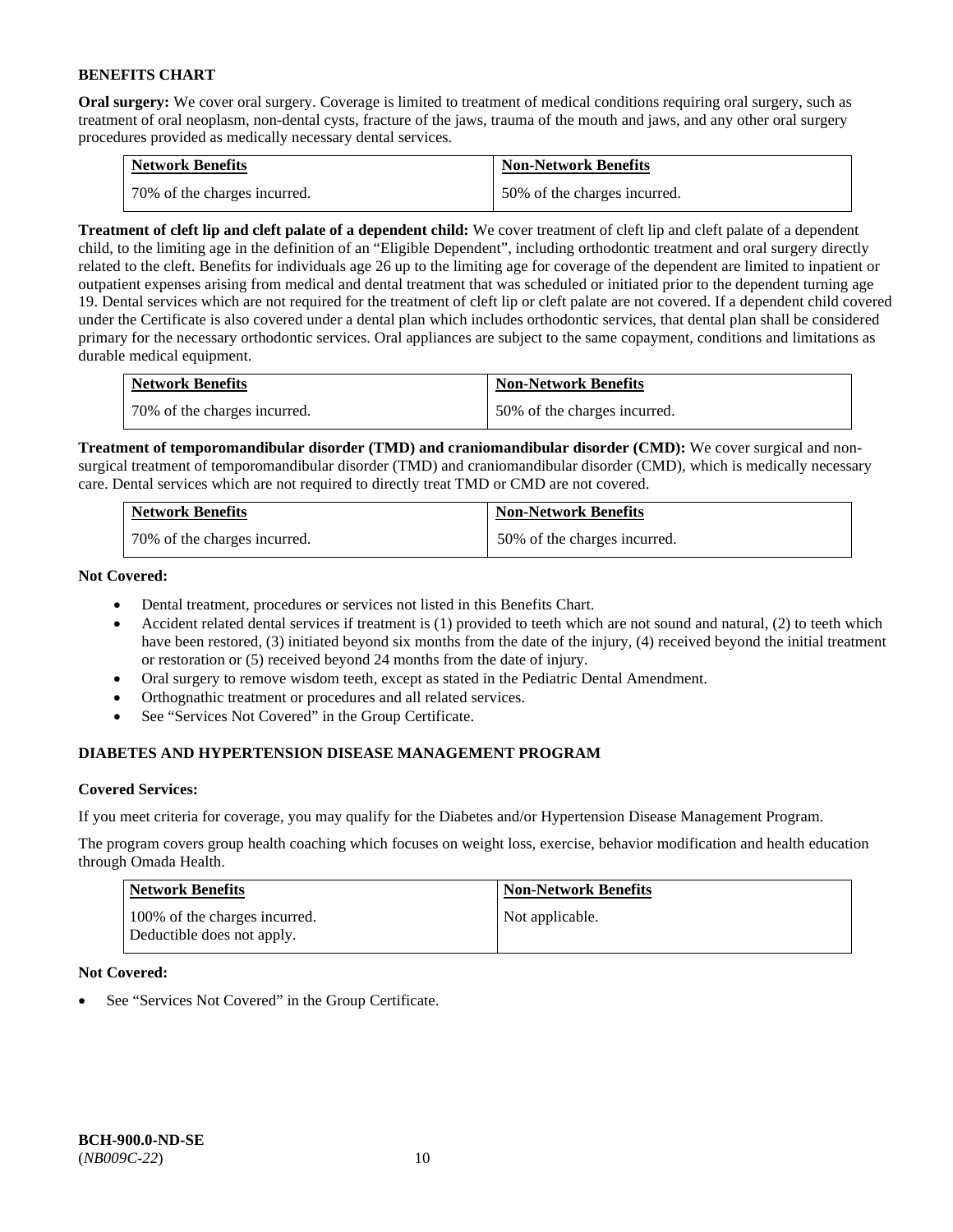**BENEFITS CHART**

**Oral surgery:** We cover oral surgery. Coverage is limited to treatment of medical conditions requiring oral surgery, such as treatment of oral neoplasm, non-dental cysts, fracture of the jaws, trauma of the mouth and jaws, and any other oral surgery procedures provided as medically necessary dental services.

| Network Benefits | Non-Network Benefits |
| --- | --- |
| 70% of the charges incurred. | 50% of the charges incurred. |

**Treatment of cleft lip and cleft palate of a dependent child:** We cover treatment of cleft lip and cleft palate of a dependent child, to the limiting age in the definition of an "Eligible Dependent", including orthodontic treatment and oral surgery directly related to the cleft. Benefits for individuals age 26 up to the limiting age for coverage of the dependent are limited to inpatient or outpatient expenses arising from medical and dental treatment that was scheduled or initiated prior to the dependent turning age 19. Dental services which are not required for the treatment of cleft lip or cleft palate are not covered. If a dependent child covered under the Certificate is also covered under a dental plan which includes orthodontic services, that dental plan shall be considered primary for the necessary orthodontic services. Oral appliances are subject to the same copayment, conditions and limitations as durable medical equipment.

| Network Benefits | Non-Network Benefits |
| --- | --- |
| 70% of the charges incurred. | 50% of the charges incurred. |

**Treatment of temporomandibular disorder (TMD) and craniomandibular disorder (CMD):** We cover surgical and non-surgical treatment of temporomandibular disorder (TMD) and craniomandibular disorder (CMD), which is medically necessary care. Dental services which are not required to directly treat TMD or CMD are not covered.

| Network Benefits | Non-Network Benefits |
| --- | --- |
| 70% of the charges incurred. | 50% of the charges incurred. |

**Not Covered:**

- Dental treatment, procedures or services not listed in this Benefits Chart.
- Accident related dental services if treatment is (1) provided to teeth which are not sound and natural, (2) to teeth which have been restored, (3) initiated beyond six months from the date of the injury, (4) received beyond the initial treatment or restoration or (5) received beyond 24 months from the date of injury.
- Oral surgery to remove wisdom teeth, except as stated in the Pediatric Dental Amendment.
- Orthognathic treatment or procedures and all related services.
- See "Services Not Covered" in the Group Certificate.

**DIABETES AND HYPERTENSION DISEASE MANAGEMENT PROGRAM**

**Covered Services:**

If you meet criteria for coverage, you may qualify for the Diabetes and/or Hypertension Disease Management Program.

The program covers group health coaching which focuses on weight loss, exercise, behavior modification and health education through Omada Health.

| Network Benefits | Non-Network Benefits |
| --- | --- |
| 100% of the charges incurred. Deductible does not apply. | Not applicable. |

**Not Covered:**

- See "Services Not Covered" in the Group Certificate.

**BCH-900.0-ND-SE**
(*NB009C-22*)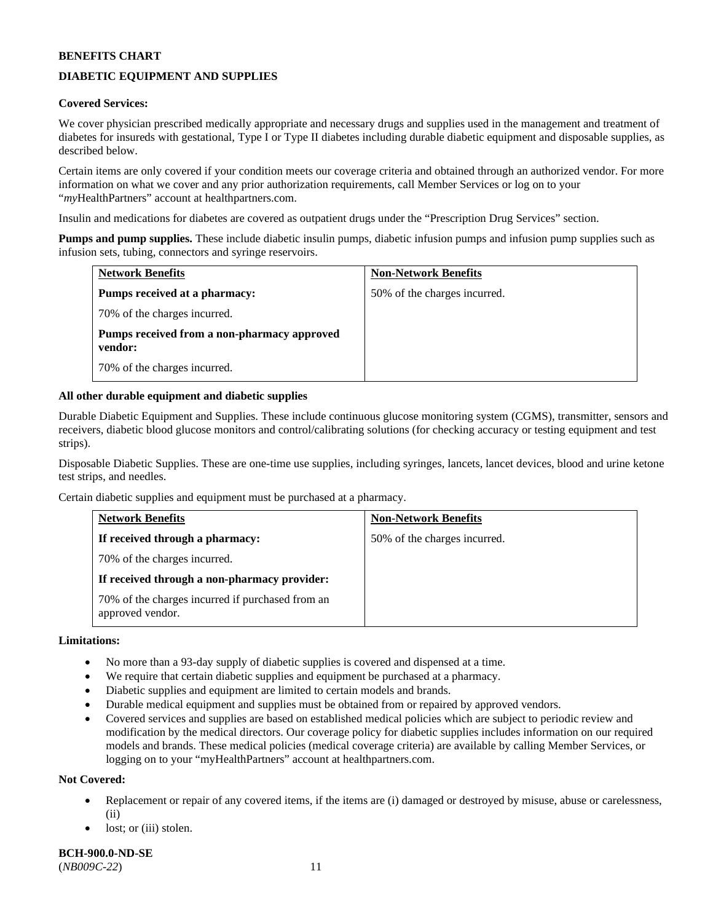**BENEFITS CHART**

**DIABETIC EQUIPMENT AND SUPPLIES**

**Covered Services:**

We cover physician prescribed medically appropriate and necessary drugs and supplies used in the management and treatment of diabetes for insureds with gestational, Type I or Type II diabetes including durable diabetic equipment and disposable supplies, as described below.

Certain items are only covered if your condition meets our coverage criteria and obtained through an authorized vendor. For more information on what we cover and any prior authorization requirements, call Member Services or log on to your "*my*HealthPartners" account at healthpartners.com.

Insulin and medications for diabetes are covered as outpatient drugs under the "Prescription Drug Services" section.

**Pumps and pump supplies.** These include diabetic insulin pumps, diabetic infusion pumps and infusion pump supplies such as infusion sets, tubing, connectors and syringe reservoirs.

| Network Benefits | Non-Network Benefits |
|---|---|
| **Pumps received at a pharmacy:**<br>70% of the charges incurred.<br>**Pumps received from a non-pharmacy approved vendor:**<br>70% of the charges incurred. | 50% of the charges incurred. |

**All other durable equipment and diabetic supplies**

Durable Diabetic Equipment and Supplies. These include continuous glucose monitoring system (CGMS), transmitter, sensors and receivers, diabetic blood glucose monitors and control/calibrating solutions (for checking accuracy or testing equipment and test strips).

Disposable Diabetic Supplies. These are one-time use supplies, including syringes, lancets, lancet devices, blood and urine ketone test strips, and needles.

Certain diabetic supplies and equipment must be purchased at a pharmacy.

| Network Benefits | Non-Network Benefits |
|---|---|
| **If received through a pharmacy:**<br>70% of the charges incurred.<br>**If received through a non-pharmacy provider:**<br>70% of the charges incurred if purchased from an approved vendor. | 50% of the charges incurred. |

**Limitations:**

- No more than a 93-day supply of diabetic supplies is covered and dispensed at a time.
- We require that certain diabetic supplies and equipment be purchased at a pharmacy.
- Diabetic supplies and equipment are limited to certain models and brands.
- Durable medical equipment and supplies must be obtained from or repaired by approved vendors.
- Covered services and supplies are based on established medical policies which are subject to periodic review and modification by the medical directors. Our coverage policy for diabetic supplies includes information on our required models and brands. These medical policies (medical coverage criteria) are available by calling Member Services, or logging on to your "myHealthPartners" account at healthpartners.com.

**Not Covered:**

- Replacement or repair of any covered items, if the items are (i) damaged or destroyed by misuse, abuse or carelessness, (ii)
- lost; or (iii) stolen.

**BCH-900.0-ND-SE**
(*NB009C-22*)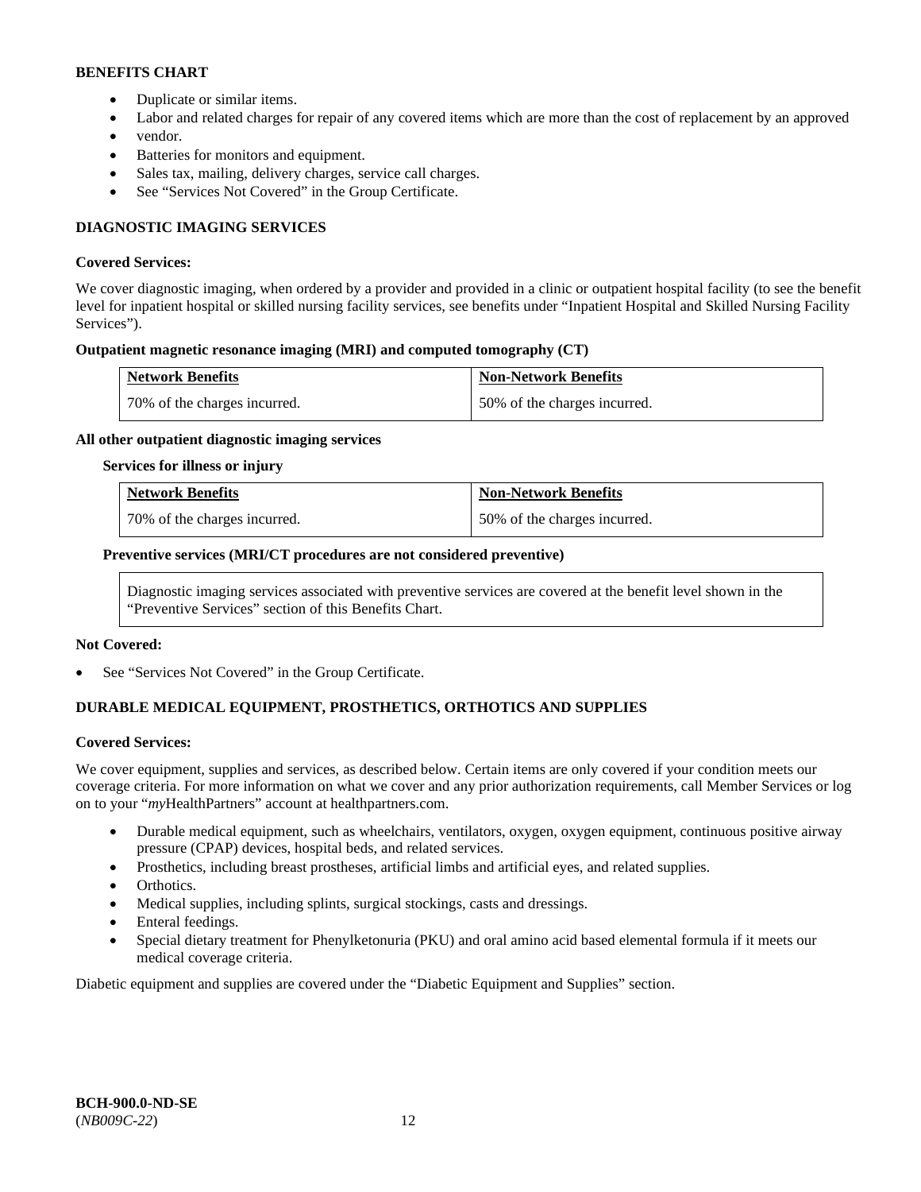**BENEFITS CHART**

- Duplicate or similar items.
- Labor and related charges for repair of any covered items which are more than the cost of replacement by an approved
- vendor.
- Batteries for monitors and equipment.
- Sales tax, mailing, delivery charges, service call charges.
- See "Services Not Covered" in the Group Certificate.

**DIAGNOSTIC IMAGING SERVICES**

**Covered Services:**

We cover diagnostic imaging, when ordered by a provider and provided in a clinic or outpatient hospital facility (to see the benefit level for inpatient hospital or skilled nursing facility services, see benefits under "Inpatient Hospital and Skilled Nursing Facility Services").

**Outpatient magnetic resonance imaging (MRI) and computed tomography (CT)**

| Network Benefits | Non-Network Benefits |
|---|---|
| 70% of the charges incurred. | 50% of the charges incurred. |

**All other outpatient diagnostic imaging services**

**Services for illness or injury**

| Network Benefits | Non-Network Benefits |
|---|---|
| 70% of the charges incurred. | 50% of the charges incurred. |

**Preventive services (MRI/CT procedures are not considered preventive)**

Diagnostic imaging services associated with preventive services are covered at the benefit level shown in the "Preventive Services" section of this Benefits Chart.

**Not Covered:**

- See "Services Not Covered" in the Group Certificate.

**DURABLE MEDICAL EQUIPMENT, PROSTHETICS, ORTHOTICS AND SUPPLIES**

**Covered Services:**

We cover equipment, supplies and services, as described below. Certain items are only covered if your condition meets our coverage criteria. For more information on what we cover and any prior authorization requirements, call Member Services or log on to your "*my*HealthPartners" account at healthpartners.com.

- Durable medical equipment, such as wheelchairs, ventilators, oxygen, oxygen equipment, continuous positive airway pressure (CPAP) devices, hospital beds, and related services.
- Prosthetics, including breast prostheses, artificial limbs and artificial eyes, and related supplies.
- Orthotics.
- Medical supplies, including splints, surgical stockings, casts and dressings.
- Enteral feedings.
- Special dietary treatment for Phenylketonuria (PKU) and oral amino acid based elemental formula if it meets our medical coverage criteria.

Diabetic equipment and supplies are covered under the "Diabetic Equipment and Supplies" section.

**BCH-900.0-ND-SE**
(*NB009C-22*)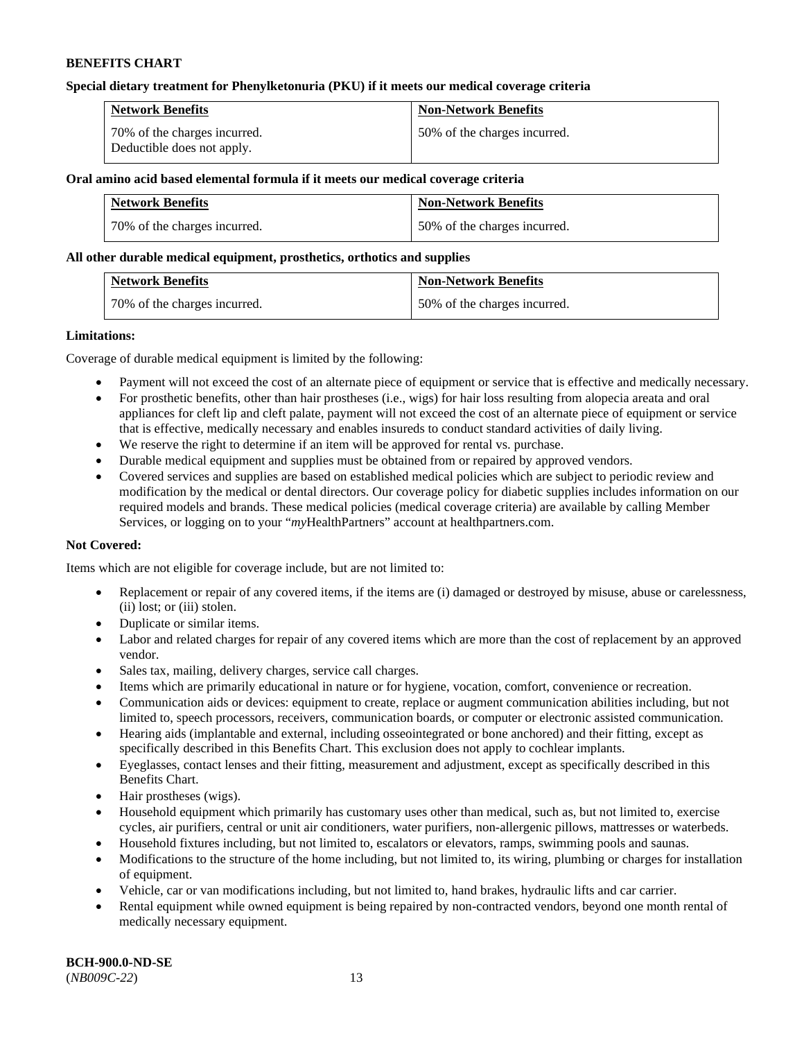**BENEFITS CHART**

**Special dietary treatment for Phenylketonuria (PKU) if it meets our medical coverage criteria**

| Network Benefits | Non-Network Benefits |
| --- | --- |
| 70% of the charges incurred. Deductible does not apply. | 50% of the charges incurred. |

**Oral amino acid based elemental formula if it meets our medical coverage criteria**

| Network Benefits | Non-Network Benefits |
| --- | --- |
| 70% of the charges incurred. | 50% of the charges incurred. |

**All other durable medical equipment, prosthetics, orthotics and supplies**

| Network Benefits | Non-Network Benefits |
| --- | --- |
| 70% of the charges incurred. | 50% of the charges incurred. |

**Limitations:**

Coverage of durable medical equipment is limited by the following:

- Payment will not exceed the cost of an alternate piece of equipment or service that is effective and medically necessary.
- For prosthetic benefits, other than hair prostheses (i.e., wigs) for hair loss resulting from alopecia areata and oral appliances for cleft lip and cleft palate, payment will not exceed the cost of an alternate piece of equipment or service that is effective, medically necessary and enables insureds to conduct standard activities of daily living.
- We reserve the right to determine if an item will be approved for rental vs. purchase.
- Durable medical equipment and supplies must be obtained from or repaired by approved vendors.
- Covered services and supplies are based on established medical policies which are subject to periodic review and modification by the medical or dental directors. Our coverage policy for diabetic supplies includes information on our required models and brands. These medical policies (medical coverage criteria) are available by calling Member Services, or logging on to your "*my*HealthPartners" account at healthpartners.com.

**Not Covered:**

Items which are not eligible for coverage include, but are not limited to:

- Replacement or repair of any covered items, if the items are (i) damaged or destroyed by misuse, abuse or carelessness, (ii) lost; or (iii) stolen.
- Duplicate or similar items.
- Labor and related charges for repair of any covered items which are more than the cost of replacement by an approved vendor.
- Sales tax, mailing, delivery charges, service call charges.
- Items which are primarily educational in nature or for hygiene, vocation, comfort, convenience or recreation.
- Communication aids or devices: equipment to create, replace or augment communication abilities including, but not limited to, speech processors, receivers, communication boards, or computer or electronic assisted communication.
- Hearing aids (implantable and external, including osseointegrated or bone anchored) and their fitting, except as specifically described in this Benefits Chart. This exclusion does not apply to cochlear implants.
- Eyeglasses, contact lenses and their fitting, measurement and adjustment, except as specifically described in this Benefits Chart.
- Hair prostheses (wigs).
- Household equipment which primarily has customary uses other than medical, such as, but not limited to, exercise cycles, air purifiers, central or unit air conditioners, water purifiers, non-allergenic pillows, mattresses or waterbeds.
- Household fixtures including, but not limited to, escalators or elevators, ramps, swimming pools and saunas.
- Modifications to the structure of the home including, but not limited to, its wiring, plumbing or charges for installation of equipment.
- Vehicle, car or van modifications including, but not limited to, hand brakes, hydraulic lifts and car carrier.
- Rental equipment while owned equipment is being repaired by non-contracted vendors, beyond one month rental of medically necessary equipment.

**BCH-900.0-ND-SE**
(*NB009C-22*)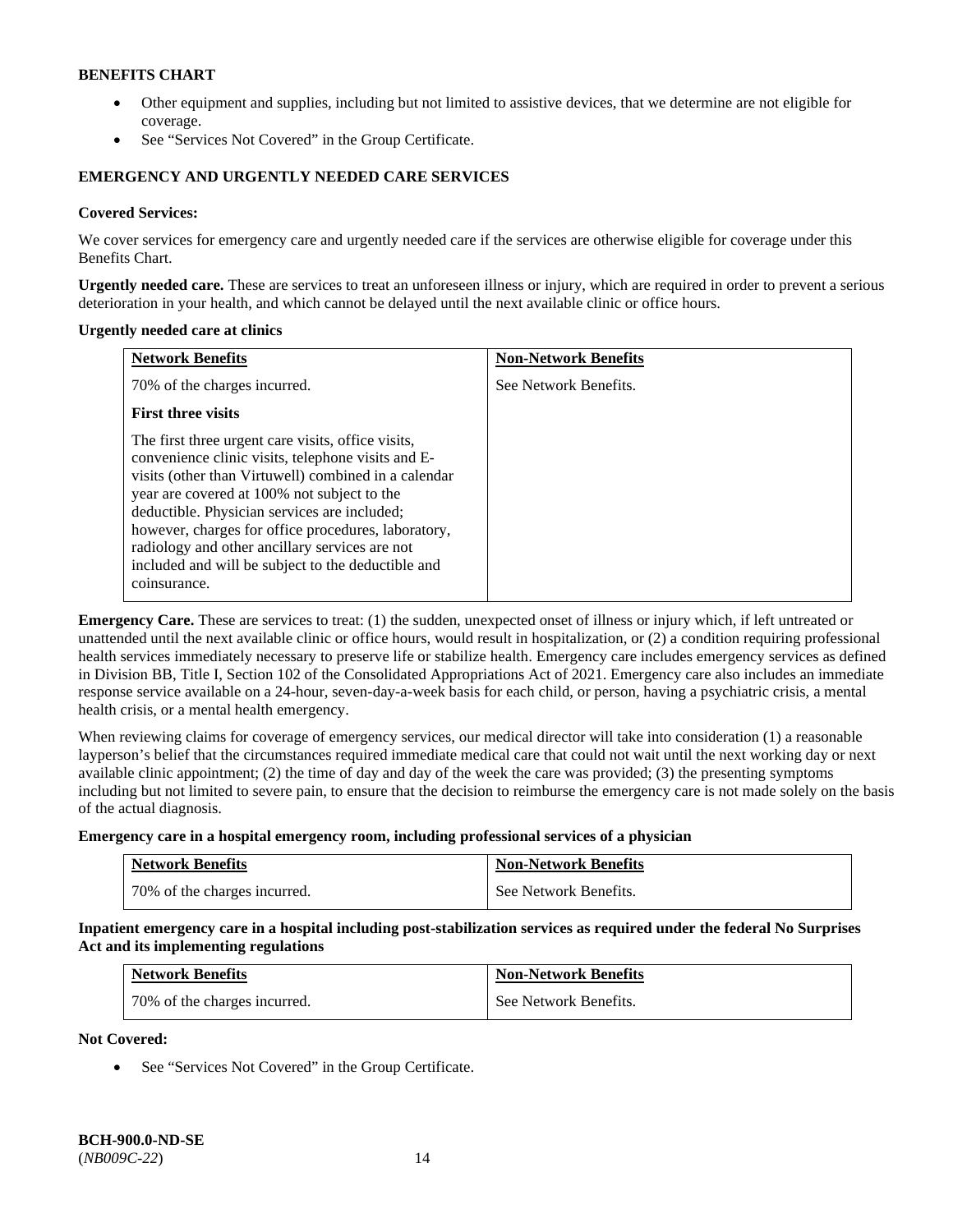**BENEFITS CHART**

- Other equipment and supplies, including but not limited to assistive devices, that we determine are not eligible for coverage.
- See "Services Not Covered" in the Group Certificate.

### EMERGENCY AND URGENTLY NEEDED CARE SERVICES

**Covered Services:**

We cover services for emergency care and urgently needed care if the services are otherwise eligible for coverage under this Benefits Chart.

**Urgently needed care.** These are services to treat an unforeseen illness or injury, which are required in order to prevent a serious deterioration in your health, and which cannot be delayed until the next available clinic or office hours.

**Urgently needed care at clinics**

| Network Benefits | Non-Network Benefits |
|---|---|
| 70% of the charges incurred.<br><br>**First three visits**<br><br>The first three urgent care visits, office visits, convenience clinic visits, telephone visits and E-visits (other than Virtuwell) combined in a calendar year are covered at 100% not subject to the deductible. Physician services are included; however, charges for office procedures, laboratory, radiology and other ancillary services are not included and will be subject to the deductible and coinsurance. | See Network Benefits. |

**Emergency Care.** These are services to treat: (1) the sudden, unexpected onset of illness or injury which, if left untreated or unattended until the next available clinic or office hours, would result in hospitalization, or (2) a condition requiring professional health services immediately necessary to preserve life or stabilize health. Emergency care includes emergency services as defined in Division BB, Title I, Section 102 of the Consolidated Appropriations Act of 2021. Emergency care also includes an immediate response service available on a 24-hour, seven-day-a-week basis for each child, or person, having a psychiatric crisis, a mental health crisis, or a mental health emergency.

When reviewing claims for coverage of emergency services, our medical director will take into consideration (1) a reasonable layperson's belief that the circumstances required immediate medical care that could not wait until the next working day or next available clinic appointment; (2) the time of day and day of the week the care was provided; (3) the presenting symptoms including but not limited to severe pain, to ensure that the decision to reimburse the emergency care is not made solely on the basis of the actual diagnosis.

**Emergency care in a hospital emergency room, including professional services of a physician**

| Network Benefits | Non-Network Benefits |
|---|---|
| 70% of the charges incurred. | See Network Benefits. |

**Inpatient emergency care in a hospital including post-stabilization services as required under the federal No Surprises Act and its implementing regulations**

| Network Benefits | Non-Network Benefits |
|---|---|
| 70% of the charges incurred. | See Network Benefits. |

**Not Covered:**

- See "Services Not Covered" in the Group Certificate.

**BCH-900.0-ND-SE**
(*NB009C-22*)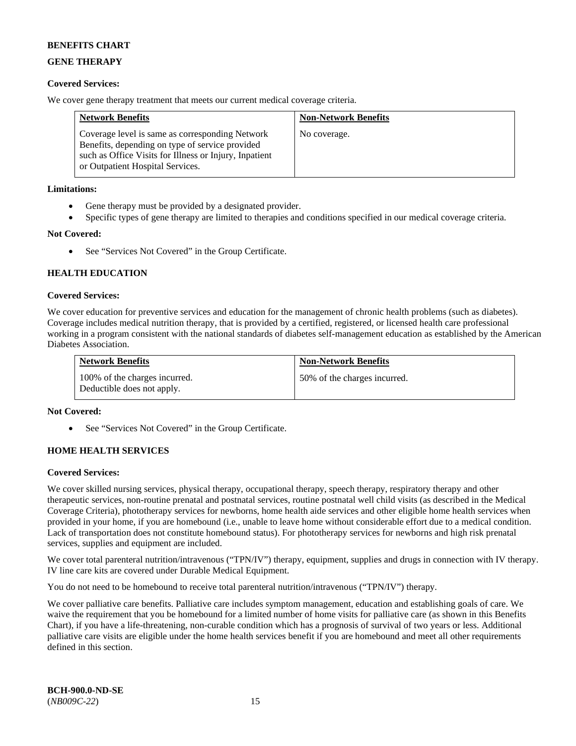**BENEFITS CHART**

**GENE THERAPY**

**Covered Services:**

We cover gene therapy treatment that meets our current medical coverage criteria.

| Network Benefits | Non-Network Benefits |
| --- | --- |
| Coverage level is same as corresponding Network Benefits, depending on type of service provided such as Office Visits for Illness or Injury, Inpatient or Outpatient Hospital Services. | No coverage. |

**Limitations:**

- Gene therapy must be provided by a designated provider.
- Specific types of gene therapy are limited to therapies and conditions specified in our medical coverage criteria.

**Not Covered:**

- See "Services Not Covered" in the Group Certificate.

**HEALTH EDUCATION**

**Covered Services:**

We cover education for preventive services and education for the management of chronic health problems (such as diabetes). Coverage includes medical nutrition therapy, that is provided by a certified, registered, or licensed health care professional working in a program consistent with the national standards of diabetes self-management education as established by the American Diabetes Association.

| Network Benefits | Non-Network Benefits |
| --- | --- |
| 100% of the charges incurred. Deductible does not apply. | 50% of the charges incurred. |

**Not Covered:**

- See "Services Not Covered" in the Group Certificate.

**HOME HEALTH SERVICES**

**Covered Services:**

We cover skilled nursing services, physical therapy, occupational therapy, speech therapy, respiratory therapy and other therapeutic services, non-routine prenatal and postnatal services, routine postnatal well child visits (as described in the Medical Coverage Criteria), phototherapy services for newborns, home health aide services and other eligible home health services when provided in your home, if you are homebound (i.e., unable to leave home without considerable effort due to a medical condition. Lack of transportation does not constitute homebound status). For phototherapy services for newborns and high risk prenatal services, supplies and equipment are included.

We cover total parenteral nutrition/intravenous ("TPN/IV") therapy, equipment, supplies and drugs in connection with IV therapy. IV line care kits are covered under Durable Medical Equipment.

You do not need to be homebound to receive total parenteral nutrition/intravenous ("TPN/IV") therapy.

We cover palliative care benefits. Palliative care includes symptom management, education and establishing goals of care. We waive the requirement that you be homebound for a limited number of home visits for palliative care (as shown in this Benefits Chart), if you have a life-threatening, non-curable condition which has a prognosis of survival of two years or less. Additional palliative care visits are eligible under the home health services benefit if you are homebound and meet all other requirements defined in this section.

**BCH-900.0-ND-SE**
(*NB009C-22*)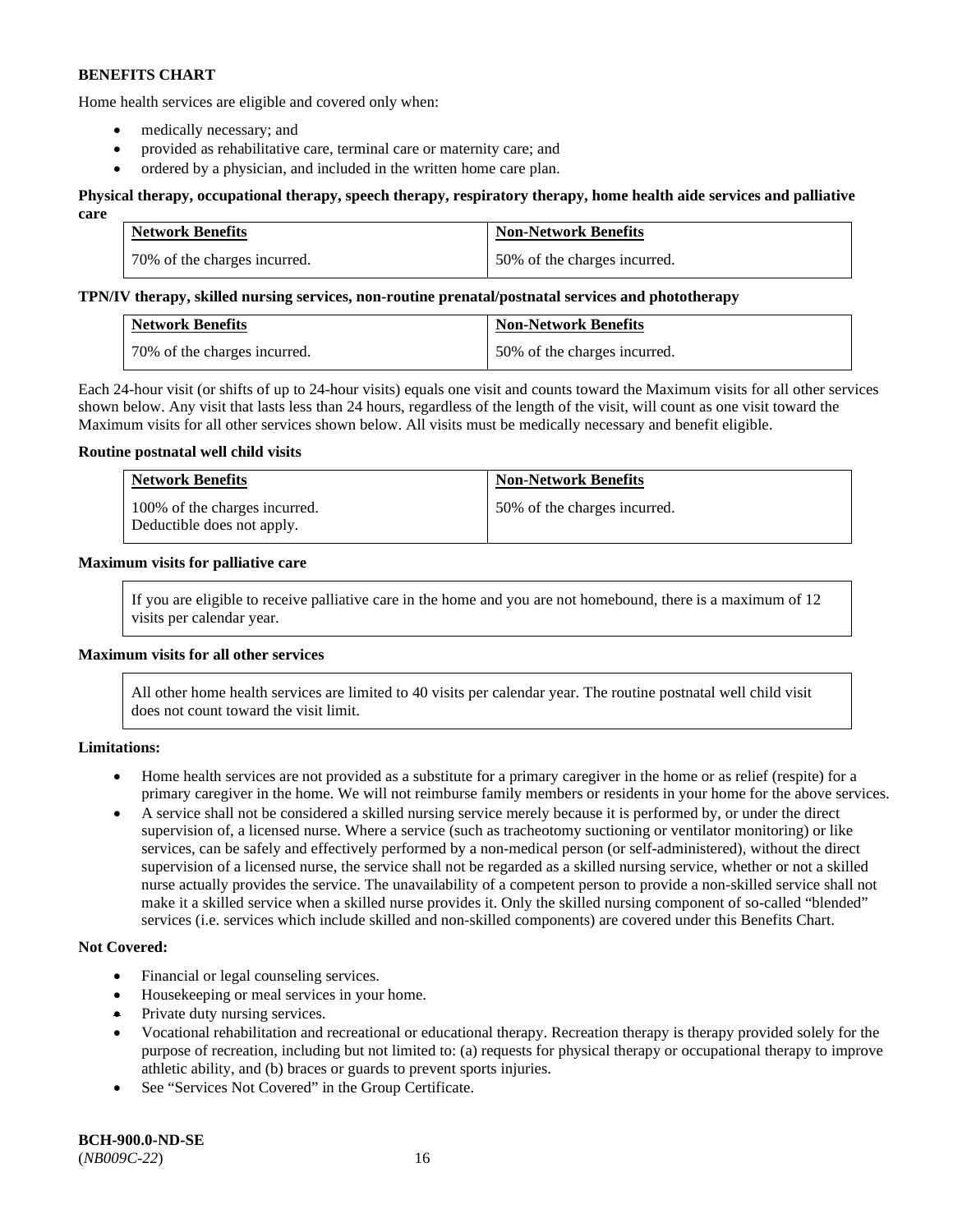**BENEFITS CHART**

Home health services are eligible and covered only when:

- medically necessary; and
- provided as rehabilitative care, terminal care or maternity care; and
- ordered by a physician, and included in the written home care plan.

**Physical therapy, occupational therapy, speech therapy, respiratory therapy, home health aide services and palliative care**

| Network Benefits | Non-Network Benefits |
|---|---|
| 70% of the charges incurred. | 50% of the charges incurred. |

**TPN/IV therapy, skilled nursing services, non-routine prenatal/postnatal services and phototherapy**

| Network Benefits | Non-Network Benefits |
|---|---|
| 70% of the charges incurred. | 50% of the charges incurred. |

Each 24-hour visit (or shifts of up to 24-hour visits) equals one visit and counts toward the Maximum visits for all other services shown below. Any visit that lasts less than 24 hours, regardless of the length of the visit, will count as one visit toward the Maximum visits for all other services shown below. All visits must be medically necessary and benefit eligible.

**Routine postnatal well child visits**

| Network Benefits | Non-Network Benefits |
|---|---|
| 100% of the charges incurred. Deductible does not apply. | 50% of the charges incurred. |

**Maximum visits for palliative care**

If you are eligible to receive palliative care in the home and you are not homebound, there is a maximum of 12 visits per calendar year.

**Maximum visits for all other services**

All other home health services are limited to 40 visits per calendar year. The routine postnatal well child visit does not count toward the visit limit.

**Limitations:**

- Home health services are not provided as a substitute for a primary caregiver in the home or as relief (respite) for a primary caregiver in the home. We will not reimburse family members or residents in your home for the above services.
- A service shall not be considered a skilled nursing service merely because it is performed by, or under the direct supervision of, a licensed nurse. Where a service (such as tracheotomy suctioning or ventilator monitoring) or like services, can be safely and effectively performed by a non-medical person (or self-administered), without the direct supervision of a licensed nurse, the service shall not be regarded as a skilled nursing service, whether or not a skilled nurse actually provides the service. The unavailability of a competent person to provide a non-skilled service shall not make it a skilled service when a skilled nurse provides it. Only the skilled nursing component of so-called "blended" services (i.e. services which include skilled and non-skilled components) are covered under this Benefits Chart.

**Not Covered:**

- Financial or legal counseling services.
- Housekeeping or meal services in your home.
- Private duty nursing services.
- Vocational rehabilitation and recreational or educational therapy. Recreation therapy is therapy provided solely for the purpose of recreation, including but not limited to: (a) requests for physical therapy or occupational therapy to improve athletic ability, and (b) braces or guards to prevent sports injuries.
- See "Services Not Covered" in the Group Certificate.

**BCH-900.0-ND-SE**
(*NB009C-22*)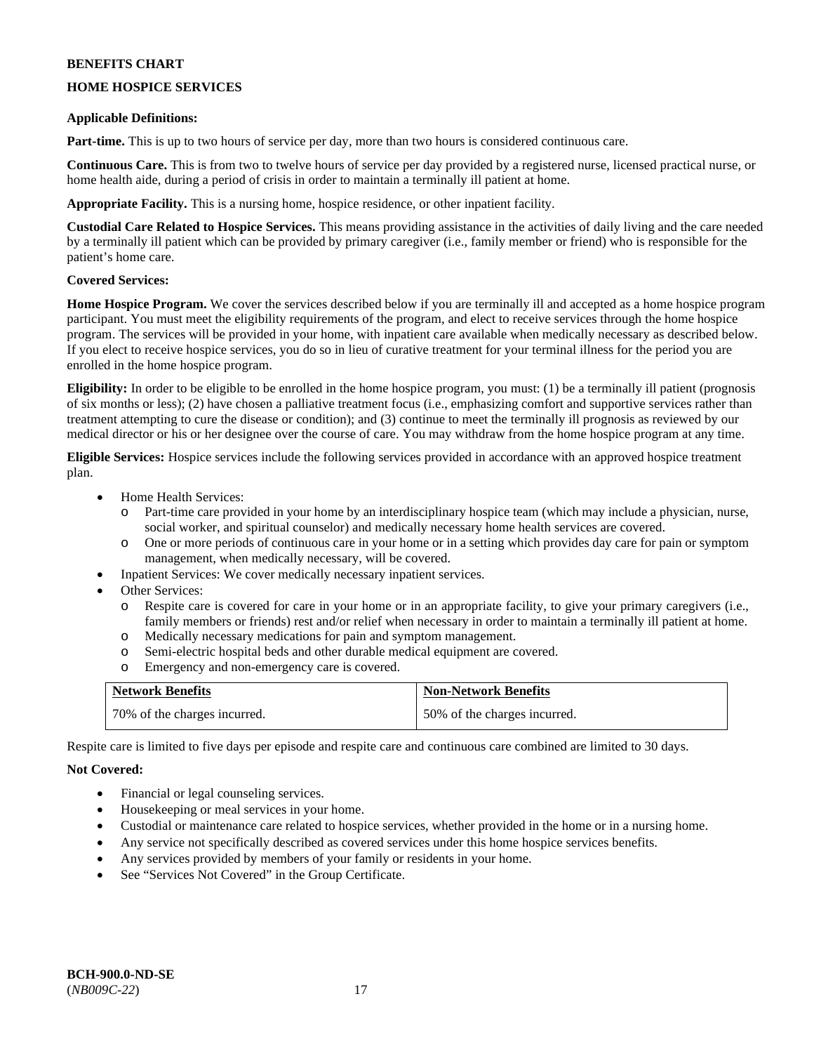**BENEFITS CHART**

**HOME HOSPICE SERVICES**

**Applicable Definitions:**

**Part-time.** This is up to two hours of service per day, more than two hours is considered continuous care.

**Continuous Care.** This is from two to twelve hours of service per day provided by a registered nurse, licensed practical nurse, or home health aide, during a period of crisis in order to maintain a terminally ill patient at home.

**Appropriate Facility.** This is a nursing home, hospice residence, or other inpatient facility.

**Custodial Care Related to Hospice Services.** This means providing assistance in the activities of daily living and the care needed by a terminally ill patient which can be provided by primary caregiver (i.e., family member or friend) who is responsible for the patient's home care.

**Covered Services:**

**Home Hospice Program.** We cover the services described below if you are terminally ill and accepted as a home hospice program participant. You must meet the eligibility requirements of the program, and elect to receive services through the home hospice program. The services will be provided in your home, with inpatient care available when medically necessary as described below. If you elect to receive hospice services, you do so in lieu of curative treatment for your terminal illness for the period you are enrolled in the home hospice program.

**Eligibility:** In order to be eligible to be enrolled in the home hospice program, you must: (1) be a terminally ill patient (prognosis of six months or less); (2) have chosen a palliative treatment focus (i.e., emphasizing comfort and supportive services rather than treatment attempting to cure the disease or condition); and (3) continue to meet the terminally ill prognosis as reviewed by our medical director or his or her designee over the course of care. You may withdraw from the home hospice program at any time.

**Eligible Services:** Hospice services include the following services provided in accordance with an approved hospice treatment plan.

- Home Health Services:
  - Part-time care provided in your home by an interdisciplinary hospice team (which may include a physician, nurse, social worker, and spiritual counselor) and medically necessary home health services are covered.
  - One or more periods of continuous care in your home or in a setting which provides day care for pain or symptom management, when medically necessary, will be covered.
- Inpatient Services: We cover medically necessary inpatient services.
- Other Services:
  - Respite care is covered for care in your home or in an appropriate facility, to give your primary caregivers (i.e., family members or friends) rest and/or relief when necessary in order to maintain a terminally ill patient at home.
  - Medically necessary medications for pain and symptom management.
  - Semi-electric hospital beds and other durable medical equipment are covered.
  - Emergency and non-emergency care is covered.

| Network Benefits | Non-Network Benefits |
| --- | --- |
| 70% of the charges incurred. | 50% of the charges incurred. |

Respite care is limited to five days per episode and respite care and continuous care combined are limited to 30 days.

**Not Covered:**

- Financial or legal counseling services.
- Housekeeping or meal services in your home.
- Custodial or maintenance care related to hospice services, whether provided in the home or in a nursing home.
- Any service not specifically described as covered services under this home hospice services benefits.
- Any services provided by members of your family or residents in your home.
- See "Services Not Covered" in the Group Certificate.

**BCH-900.0-ND-SE**
(*NB009C-22*)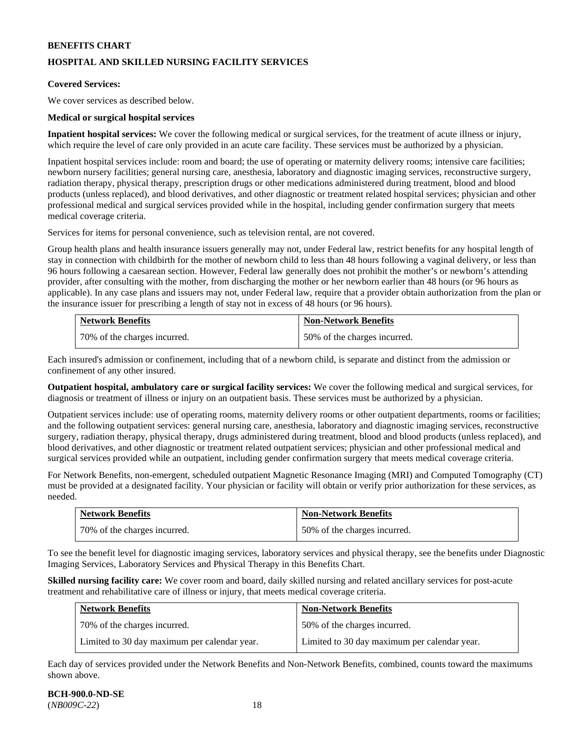**BENEFITS CHART**

**HOSPITAL AND SKILLED NURSING FACILITY SERVICES**

**Covered Services:**

We cover services as described below.

**Medical or surgical hospital services**

**Inpatient hospital services:** We cover the following medical or surgical services, for the treatment of acute illness or injury, which require the level of care only provided in an acute care facility. These services must be authorized by a physician.

Inpatient hospital services include: room and board; the use of operating or maternity delivery rooms; intensive care facilities; newborn nursery facilities; general nursing care, anesthesia, laboratory and diagnostic imaging services, reconstructive surgery, radiation therapy, physical therapy, prescription drugs or other medications administered during treatment, blood and blood products (unless replaced), and blood derivatives, and other diagnostic or treatment related hospital services; physician and other professional medical and surgical services provided while in the hospital, including gender confirmation surgery that meets medical coverage criteria.

Services for items for personal convenience, such as television rental, are not covered.

Group health plans and health insurance issuers generally may not, under Federal law, restrict benefits for any hospital length of stay in connection with childbirth for the mother of newborn child to less than 48 hours following a vaginal delivery, or less than 96 hours following a caesarean section. However, Federal law generally does not prohibit the mother's or newborn's attending provider, after consulting with the mother, from discharging the mother or her newborn earlier than 48 hours (or 96 hours as applicable). In any case plans and issuers may not, under Federal law, require that a provider obtain authorization from the plan or the insurance issuer for prescribing a length of stay not in excess of 48 hours (or 96 hours).

| Network Benefits | Non-Network Benefits |
| --- | --- |
| 70% of the charges incurred. | 50% of the charges incurred. |

Each insured's admission or confinement, including that of a newborn child, is separate and distinct from the admission or confinement of any other insured.

**Outpatient hospital, ambulatory care or surgical facility services:** We cover the following medical and surgical services, for diagnosis or treatment of illness or injury on an outpatient basis. These services must be authorized by a physician.

Outpatient services include: use of operating rooms, maternity delivery rooms or other outpatient departments, rooms or facilities; and the following outpatient services: general nursing care, anesthesia, laboratory and diagnostic imaging services, reconstructive surgery, radiation therapy, physical therapy, drugs administered during treatment, blood and blood products (unless replaced), and blood derivatives, and other diagnostic or treatment related outpatient services; physician and other professional medical and surgical services provided while an outpatient, including gender confirmation surgery that meets medical coverage criteria.

For Network Benefits, non-emergent, scheduled outpatient Magnetic Resonance Imaging (MRI) and Computed Tomography (CT) must be provided at a designated facility. Your physician or facility will obtain or verify prior authorization for these services, as needed.

| Network Benefits | Non-Network Benefits |
| --- | --- |
| 70% of the charges incurred. | 50% of the charges incurred. |

To see the benefit level for diagnostic imaging services, laboratory services and physical therapy, see the benefits under Diagnostic Imaging Services, Laboratory Services and Physical Therapy in this Benefits Chart.

**Skilled nursing facility care:** We cover room and board, daily skilled nursing and related ancillary services for post-acute treatment and rehabilitative care of illness or injury, that meets medical coverage criteria.

| Network Benefits | Non-Network Benefits |
| --- | --- |
| 70% of the charges incurred. | 50% of the charges incurred. |
| Limited to 30 day maximum per calendar year. | Limited to 30 day maximum per calendar year. |

Each day of services provided under the Network Benefits and Non-Network Benefits, combined, counts toward the maximums shown above.

**BCH-900.0-ND-SE**
(*NB009C-22*)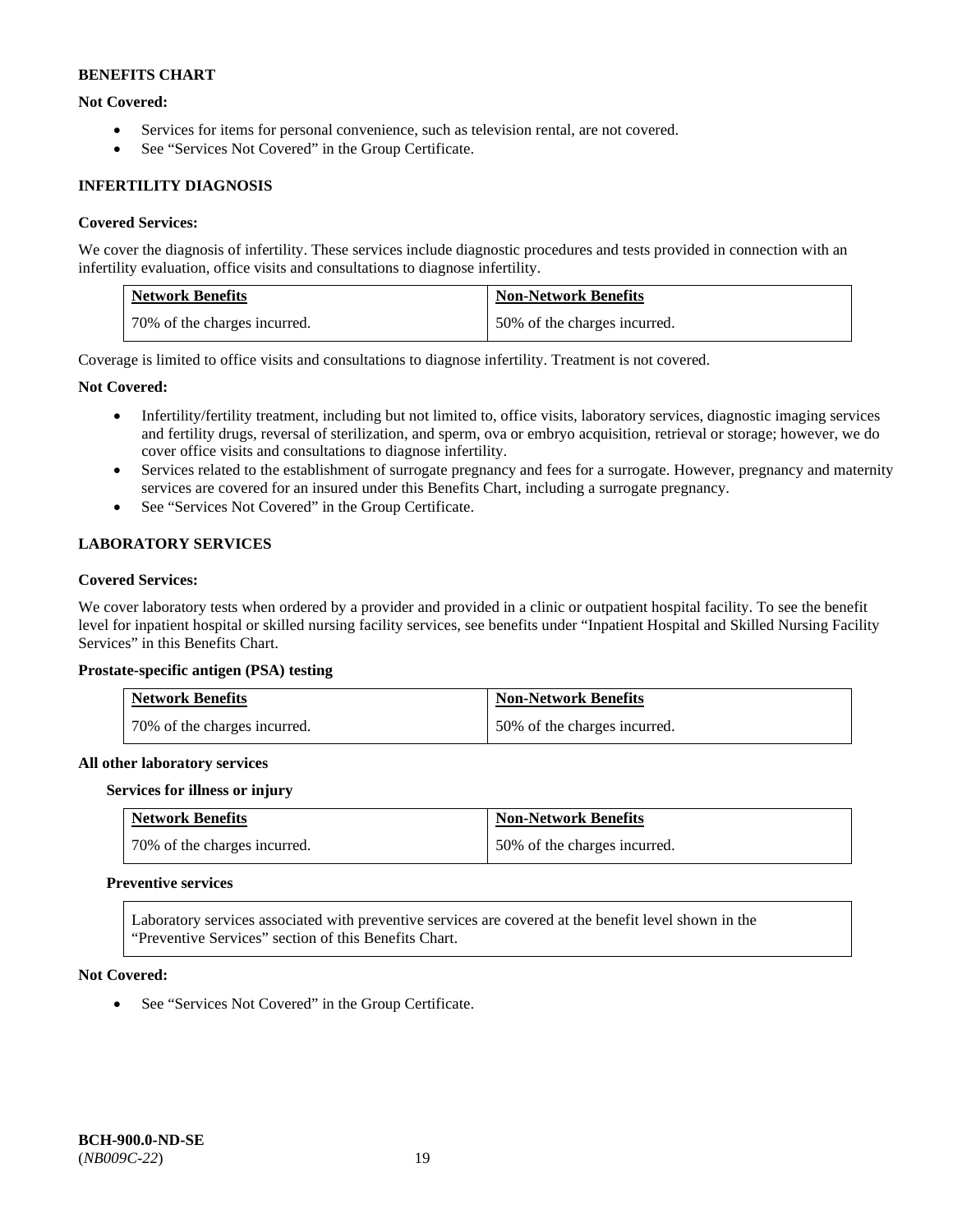**BENEFITS CHART**

**Not Covered:**

- Services for items for personal convenience, such as television rental, are not covered.
- See "Services Not Covered" in the Group Certificate.

**INFERTILITY DIAGNOSIS**

**Covered Services:**

We cover the diagnosis of infertility. These services include diagnostic procedures and tests provided in connection with an infertility evaluation, office visits and consultations to diagnose infertility.

| Network Benefits | Non-Network Benefits |
|---|---|
| 70% of the charges incurred. | 50% of the charges incurred. |

Coverage is limited to office visits and consultations to diagnose infertility. Treatment is not covered.

**Not Covered:**

- Infertility/fertility treatment, including but not limited to, office visits, laboratory services, diagnostic imaging services and fertility drugs, reversal of sterilization, and sperm, ova or embryo acquisition, retrieval or storage; however, we do cover office visits and consultations to diagnose infertility.
- Services related to the establishment of surrogate pregnancy and fees for a surrogate. However, pregnancy and maternity services are covered for an insured under this Benefits Chart, including a surrogate pregnancy.
- See "Services Not Covered" in the Group Certificate.

**LABORATORY SERVICES**

**Covered Services:**

We cover laboratory tests when ordered by a provider and provided in a clinic or outpatient hospital facility. To see the benefit level for inpatient hospital or skilled nursing facility services, see benefits under "Inpatient Hospital and Skilled Nursing Facility Services" in this Benefits Chart.

**Prostate-specific antigen (PSA) testing**

| Network Benefits | Non-Network Benefits |
|---|---|
| 70% of the charges incurred. | 50% of the charges incurred. |

**All other laboratory services**

**Services for illness or injury**

| Network Benefits | Non-Network Benefits |
|---|---|
| 70% of the charges incurred. | 50% of the charges incurred. |

**Preventive services**

| Laboratory services associated with preventive services are covered at the benefit level shown in the "Preventive Services" section of this Benefits Chart. |
|---|

**Not Covered:**

- See "Services Not Covered" in the Group Certificate.

**BCH-900.0-ND-SE**
(*NB009C-22*)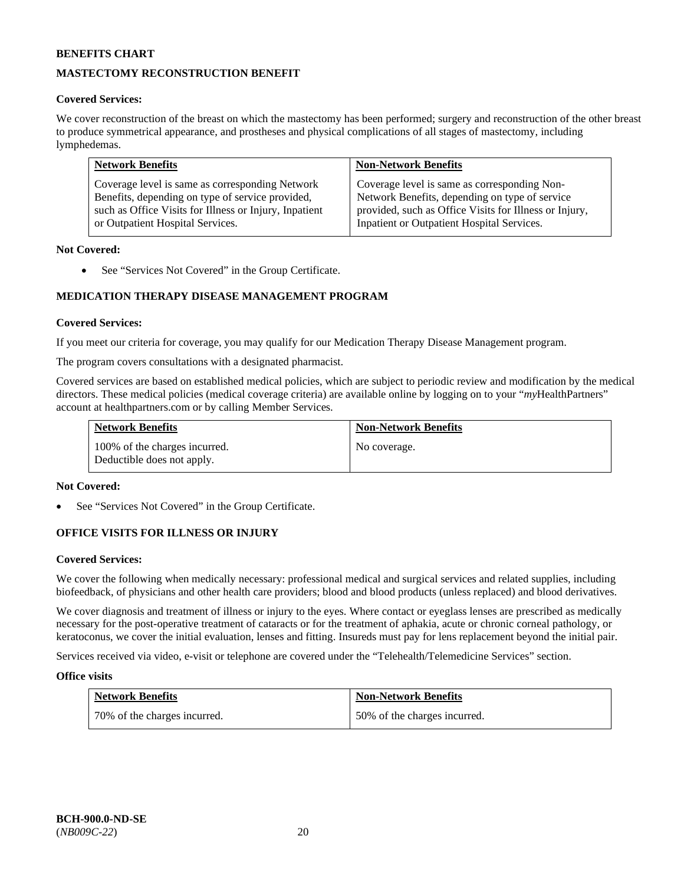**BENEFITS CHART**

**MASTECTOMY RECONSTRUCTION BENEFIT**

**Covered Services:**

We cover reconstruction of the breast on which the mastectomy has been performed; surgery and reconstruction of the other breast to produce symmetrical appearance, and prostheses and physical complications of all stages of mastectomy, including lymphedemas.

| Network Benefits | Non-Network Benefits |
| --- | --- |
| Coverage level is same as corresponding Network Benefits, depending on type of service provided, such as Office Visits for Illness or Injury, Inpatient or Outpatient Hospital Services. | Coverage level is same as corresponding Non-Network Benefits, depending on type of service provided, such as Office Visits for Illness or Injury, Inpatient or Outpatient Hospital Services. |

**Not Covered:**

- See "Services Not Covered" in the Group Certificate.

**MEDICATION THERAPY DISEASE MANAGEMENT PROGRAM**

**Covered Services:**

If you meet our criteria for coverage, you may qualify for our Medication Therapy Disease Management program.

The program covers consultations with a designated pharmacist.

Covered services are based on established medical policies, which are subject to periodic review and modification by the medical directors. These medical policies (medical coverage criteria) are available online by logging on to your "*my*HealthPartners" account at healthpartners.com or by calling Member Services.

| Network Benefits | Non-Network Benefits |
| --- | --- |
| 100% of the charges incurred. Deductible does not apply. | No coverage. |

**Not Covered:**

- See "Services Not Covered" in the Group Certificate.

**OFFICE VISITS FOR ILLNESS OR INJURY**

**Covered Services:**

We cover the following when medically necessary: professional medical and surgical services and related supplies, including biofeedback, of physicians and other health care providers; blood and blood products (unless replaced) and blood derivatives.

We cover diagnosis and treatment of illness or injury to the eyes. Where contact or eyeglass lenses are prescribed as medically necessary for the post-operative treatment of cataracts or for the treatment of aphakia, acute or chronic corneal pathology, or keratoconus, we cover the initial evaluation, lenses and fitting. Insureds must pay for lens replacement beyond the initial pair.

Services received via video, e-visit or telephone are covered under the "Telehealth/Telemedicine Services" section.

**Office visits**

| Network Benefits | Non-Network Benefits |
| --- | --- |
| 70% of the charges incurred. | 50% of the charges incurred. |

**BCH-900.0-ND-SE**
(*NB009C-22*)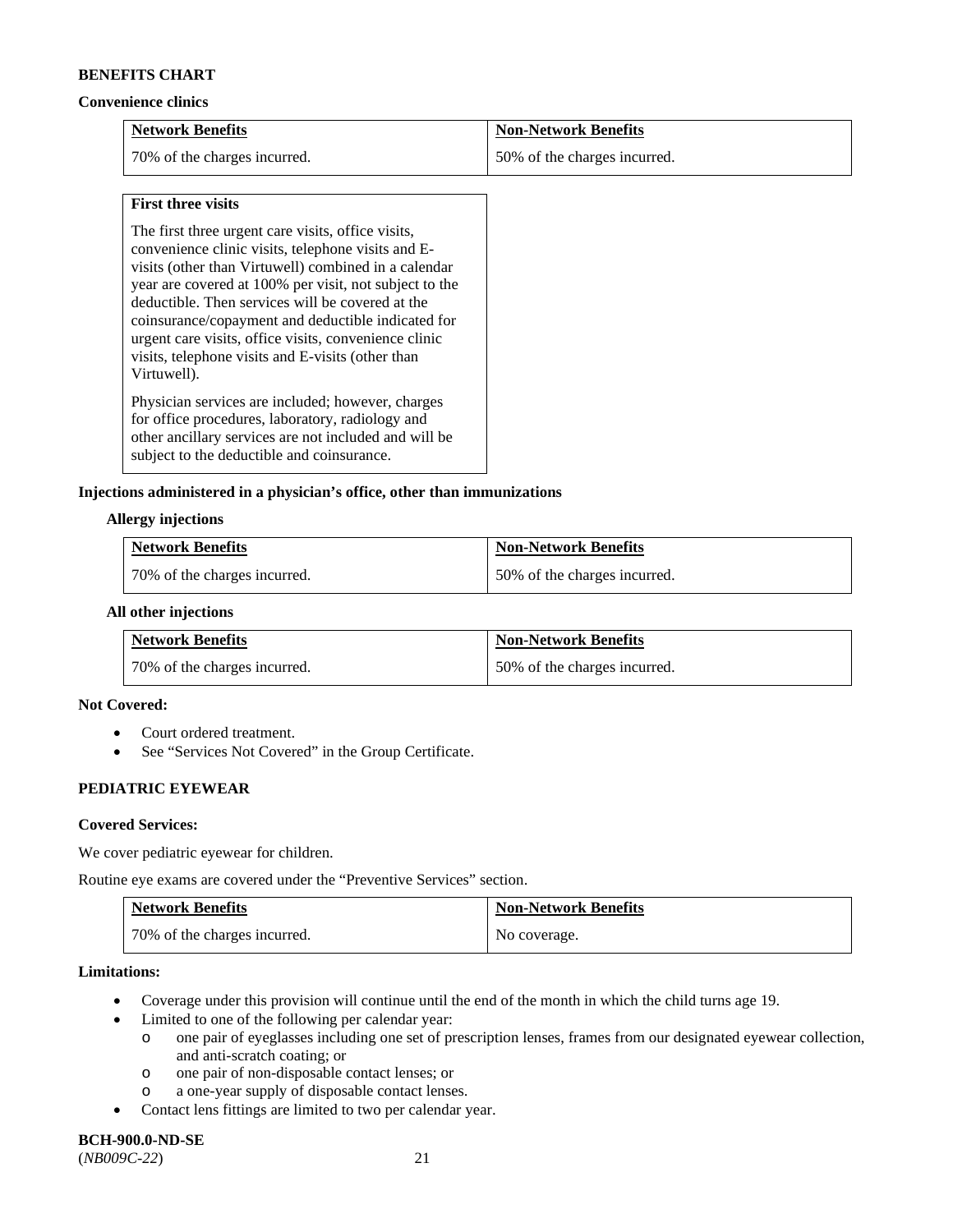**BENEFITS CHART**

**Convenience clinics**

| Network Benefits | Non-Network Benefits |
|---|---|
| 70% of the charges incurred. | 50% of the charges incurred. |

| First three visits |
|---|
| The first three urgent care visits, office visits, convenience clinic visits, telephone visits and E-visits (other than Virtuwell) combined in a calendar year are covered at 100% per visit, not subject to the deductible. Then services will be covered at the coinsurance/copayment and deductible indicated for urgent care visits, office visits, convenience clinic visits, telephone visits and E-visits (other than Virtuwell). Physician services are included; however, charges for office procedures, laboratory, radiology and other ancillary services are not included and will be subject to the deductible and coinsurance. |

**Injections administered in a physician's office, other than immunizations**

**Allergy injections**

| Network Benefits | Non-Network Benefits |
|---|---|
| 70% of the charges incurred. | 50% of the charges incurred. |

**All other injections**

| Network Benefits | Non-Network Benefits |
|---|---|
| 70% of the charges incurred. | 50% of the charges incurred. |

**Not Covered:**

- Court ordered treatment.
- See "Services Not Covered" in the Group Certificate.

**PEDIATRIC EYEWEAR**

**Covered Services:**

We cover pediatric eyewear for children.

Routine eye exams are covered under the "Preventive Services" section.

| Network Benefits | Non-Network Benefits |
|---|---|
| 70% of the charges incurred. | No coverage. |

**Limitations:**

- Coverage under this provision will continue until the end of the month in which the child turns age 19.
- Limited to one of the following per calendar year:
  - one pair of eyeglasses including one set of prescription lenses, frames from our designated eyewear collection, and anti-scratch coating; or
  - one pair of non-disposable contact lenses; or
  - a one-year supply of disposable contact lenses.
- Contact lens fittings are limited to two per calendar year.

**BCH-900.0-ND-SE**
(*NB009C-22*)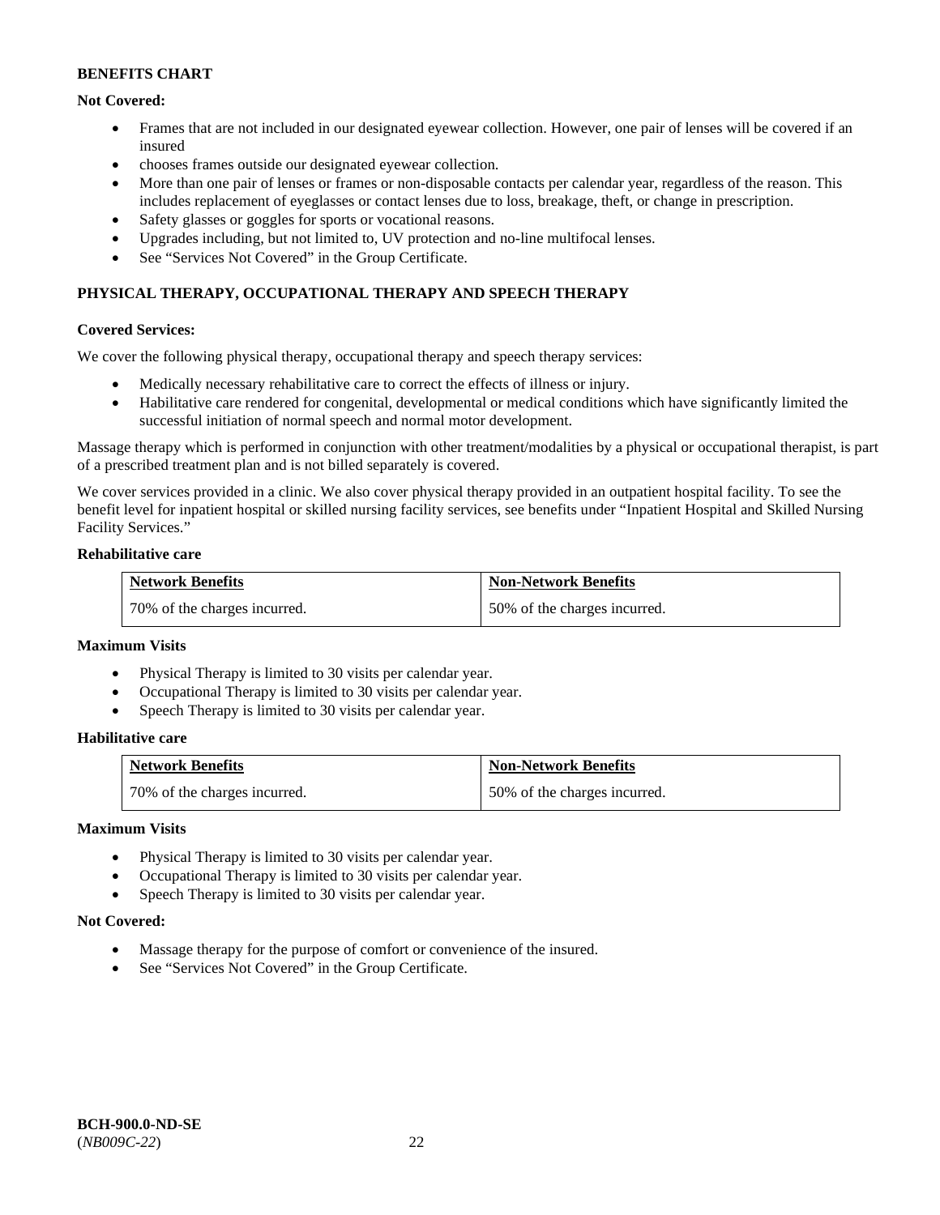**BENEFITS CHART**

**Not Covered:**

- Frames that are not included in our designated eyewear collection. However, one pair of lenses will be covered if an insured
- chooses frames outside our designated eyewear collection.
- More than one pair of lenses or frames or non-disposable contacts per calendar year, regardless of the reason. This includes replacement of eyeglasses or contact lenses due to loss, breakage, theft, or change in prescription.
- Safety glasses or goggles for sports or vocational reasons.
- Upgrades including, but not limited to, UV protection and no-line multifocal lenses.
- See "Services Not Covered" in the Group Certificate.

## PHYSICAL THERAPY, OCCUPATIONAL THERAPY AND SPEECH THERAPY

**Covered Services:**

We cover the following physical therapy, occupational therapy and speech therapy services:

- Medically necessary rehabilitative care to correct the effects of illness or injury.
- Habilitative care rendered for congenital, developmental or medical conditions which have significantly limited the successful initiation of normal speech and normal motor development.

Massage therapy which is performed in conjunction with other treatment/modalities by a physical or occupational therapist, is part of a prescribed treatment plan and is not billed separately is covered.

We cover services provided in a clinic. We also cover physical therapy provided in an outpatient hospital facility. To see the benefit level for inpatient hospital or skilled nursing facility services, see benefits under "Inpatient Hospital and Skilled Nursing Facility Services."

**Rehabilitative care**

| Network Benefits | Non-Network Benefits |
| --- | --- |
| 70% of the charges incurred. | 50% of the charges incurred. |

**Maximum Visits**

- Physical Therapy is limited to 30 visits per calendar year.
- Occupational Therapy is limited to 30 visits per calendar year.
- Speech Therapy is limited to 30 visits per calendar year.

**Habilitative care**

| Network Benefits | Non-Network Benefits |
| --- | --- |
| 70% of the charges incurred. | 50% of the charges incurred. |

**Maximum Visits**

- Physical Therapy is limited to 30 visits per calendar year.
- Occupational Therapy is limited to 30 visits per calendar year.
- Speech Therapy is limited to 30 visits per calendar year.

**Not Covered:**

- Massage therapy for the purpose of comfort or convenience of the insured.
- See "Services Not Covered" in the Group Certificate.

**BCH-900.0-ND-SE**
(*NB009C-22*)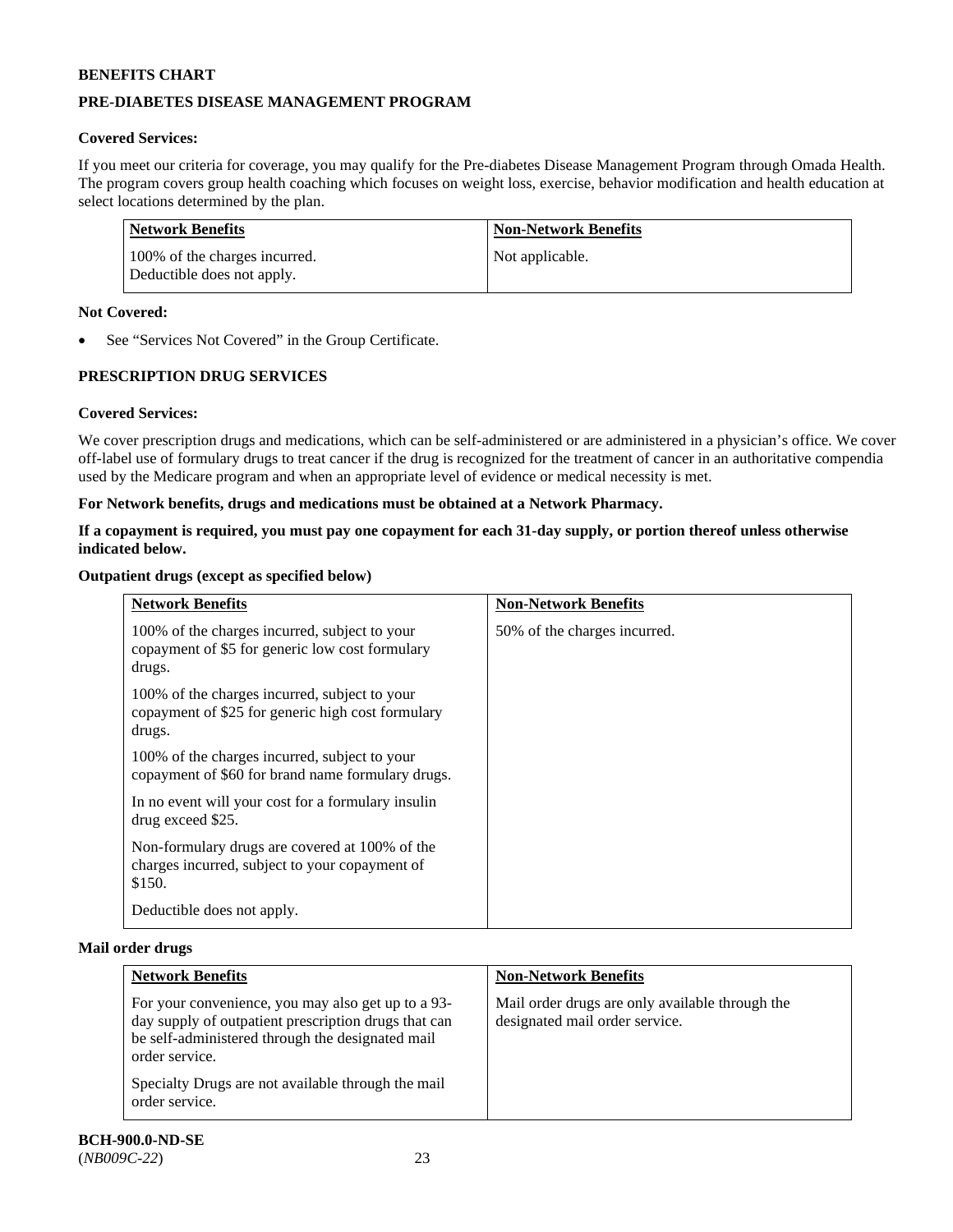**BENEFITS CHART**

**PRE-DIABETES DISEASE MANAGEMENT PROGRAM**

**Covered Services:**

If you meet our criteria for coverage, you may qualify for the Pre-diabetes Disease Management Program through Omada Health. The program covers group health coaching which focuses on weight loss, exercise, behavior modification and health education at select locations determined by the plan.

| Network Benefits | Non-Network Benefits |
|---|---|
| 100% of the charges incurred. Deductible does not apply. | Not applicable. |

**Not Covered:**

- See "Services Not Covered" in the Group Certificate.

**PRESCRIPTION DRUG SERVICES**

**Covered Services:**

We cover prescription drugs and medications, which can be self-administered or are administered in a physician's office. We cover off-label use of formulary drugs to treat cancer if the drug is recognized for the treatment of cancer in an authoritative compendia used by the Medicare program and when an appropriate level of evidence or medical necessity is met.

**For Network benefits, drugs and medications must be obtained at a Network Pharmacy.**

**If a copayment is required, you must pay one copayment for each 31-day supply, or portion thereof unless otherwise indicated below.**

**Outpatient drugs (except as specified below)**

| Network Benefits | Non-Network Benefits |
|---|---|
| 100% of the charges incurred, subject to your copayment of \$5 for generic low cost formulary drugs.<br><br>100% of the charges incurred, subject to your copayment of \$25 for generic high cost formulary drugs.<br><br>100% of the charges incurred, subject to your copayment of \$60 for brand name formulary drugs.<br><br>In no event will your cost for a formulary insulin drug exceed \$25.<br><br>Non-formulary drugs are covered at 100% of the charges incurred, subject to your copayment of \$150.<br><br>Deductible does not apply. | 50% of the charges incurred. |

**Mail order drugs**

| Network Benefits | Non-Network Benefits |
|---|---|
| For your convenience, you may also get up to a 93-day supply of outpatient prescription drugs that can be self-administered through the designated mail order service.<br><br>Specialty Drugs are not available through the mail order service. | Mail order drugs are only available through the designated mail order service. |

**BCH-900.0-ND-SE**
(*NB009C-22*)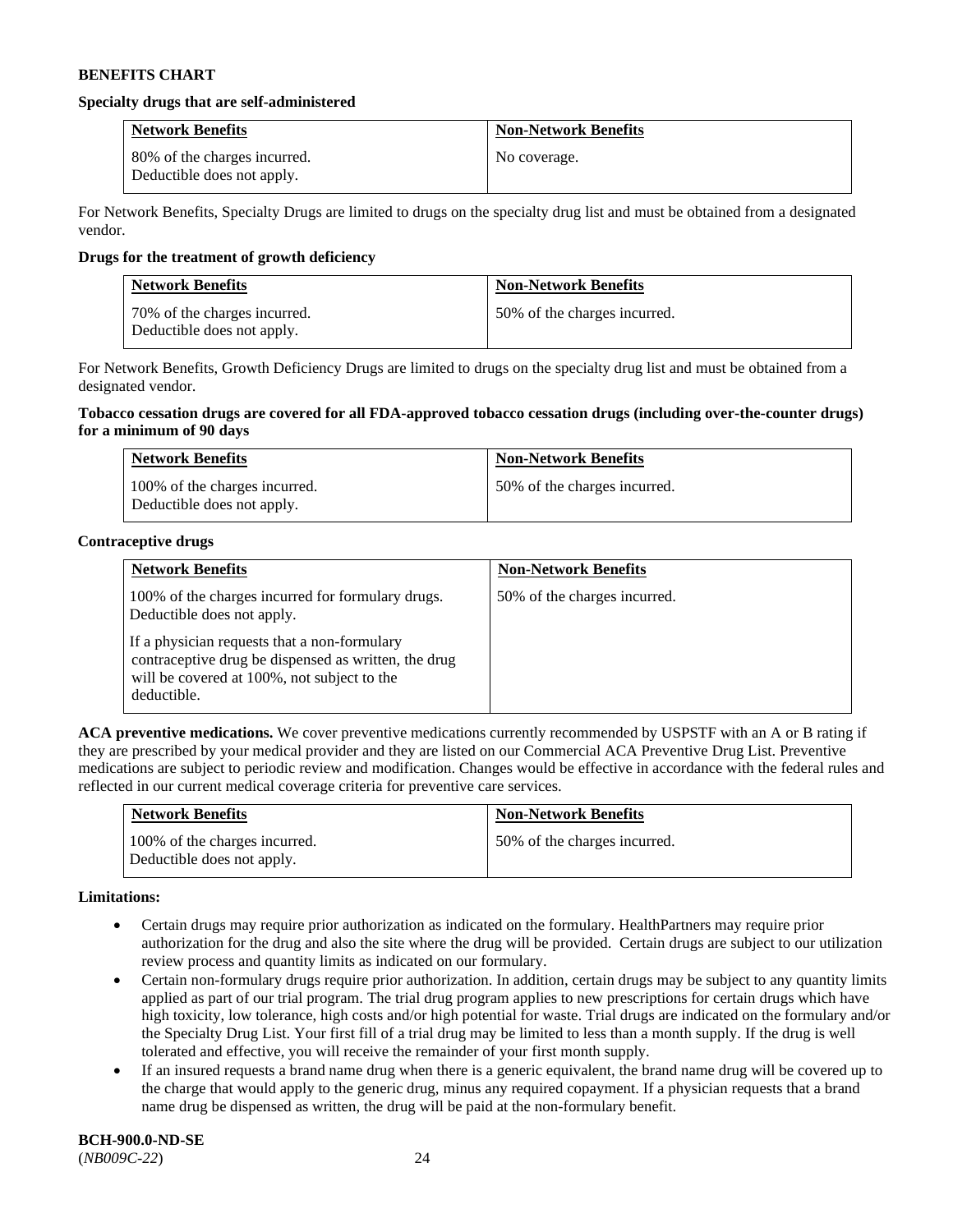**BENEFITS CHART**

**Specialty drugs that are self-administered**

| Network Benefits | Non-Network Benefits |
|---|---|
| 80% of the charges incurred. Deductible does not apply. | No coverage. |

For Network Benefits, Specialty Drugs are limited to drugs on the specialty drug list and must be obtained from a designated vendor.

**Drugs for the treatment of growth deficiency**

| Network Benefits | Non-Network Benefits |
|---|---|
| 70% of the charges incurred. Deductible does not apply. | 50% of the charges incurred. |

For Network Benefits, Growth Deficiency Drugs are limited to drugs on the specialty drug list and must be obtained from a designated vendor.

**Tobacco cessation drugs are covered for all FDA-approved tobacco cessation drugs (including over-the-counter drugs) for a minimum of 90 days**

| Network Benefits | Non-Network Benefits |
|---|---|
| 100% of the charges incurred. Deductible does not apply. | 50% of the charges incurred. |

**Contraceptive drugs**

| Network Benefits | Non-Network Benefits |
|---|---|
| 100% of the charges incurred for formulary drugs. Deductible does not apply.<br><br>If a physician requests that a non-formulary contraceptive drug be dispensed as written, the drug will be covered at 100%, not subject to the deductible. | 50% of the charges incurred. |

**ACA preventive medications.** We cover preventive medications currently recommended by USPSTF with an A or B rating if they are prescribed by your medical provider and they are listed on our Commercial ACA Preventive Drug List. Preventive medications are subject to periodic review and modification. Changes would be effective in accordance with the federal rules and reflected in our current medical coverage criteria for preventive care services.

| Network Benefits | Non-Network Benefits |
|---|---|
| 100% of the charges incurred. Deductible does not apply. | 50% of the charges incurred. |

**Limitations:**

- Certain drugs may require prior authorization as indicated on the formulary. HealthPartners may require prior authorization for the drug and also the site where the drug will be provided. Certain drugs are subject to our utilization review process and quantity limits as indicated on our formulary.
- Certain non-formulary drugs require prior authorization. In addition, certain drugs may be subject to any quantity limits applied as part of our trial program. The trial drug program applies to new prescriptions for certain drugs which have high toxicity, low tolerance, high costs and/or high potential for waste. Trial drugs are indicated on the formulary and/or the Specialty Drug List. Your first fill of a trial drug may be limited to less than a month supply. If the drug is well tolerated and effective, you will receive the remainder of your first month supply.
- If an insured requests a brand name drug when there is a generic equivalent, the brand name drug will be covered up to the charge that would apply to the generic drug, minus any required copayment. If a physician requests that a brand name drug be dispensed as written, the drug will be paid at the non-formulary benefit.

**BCH-900.0-ND-SE**
(*NB009C-22*)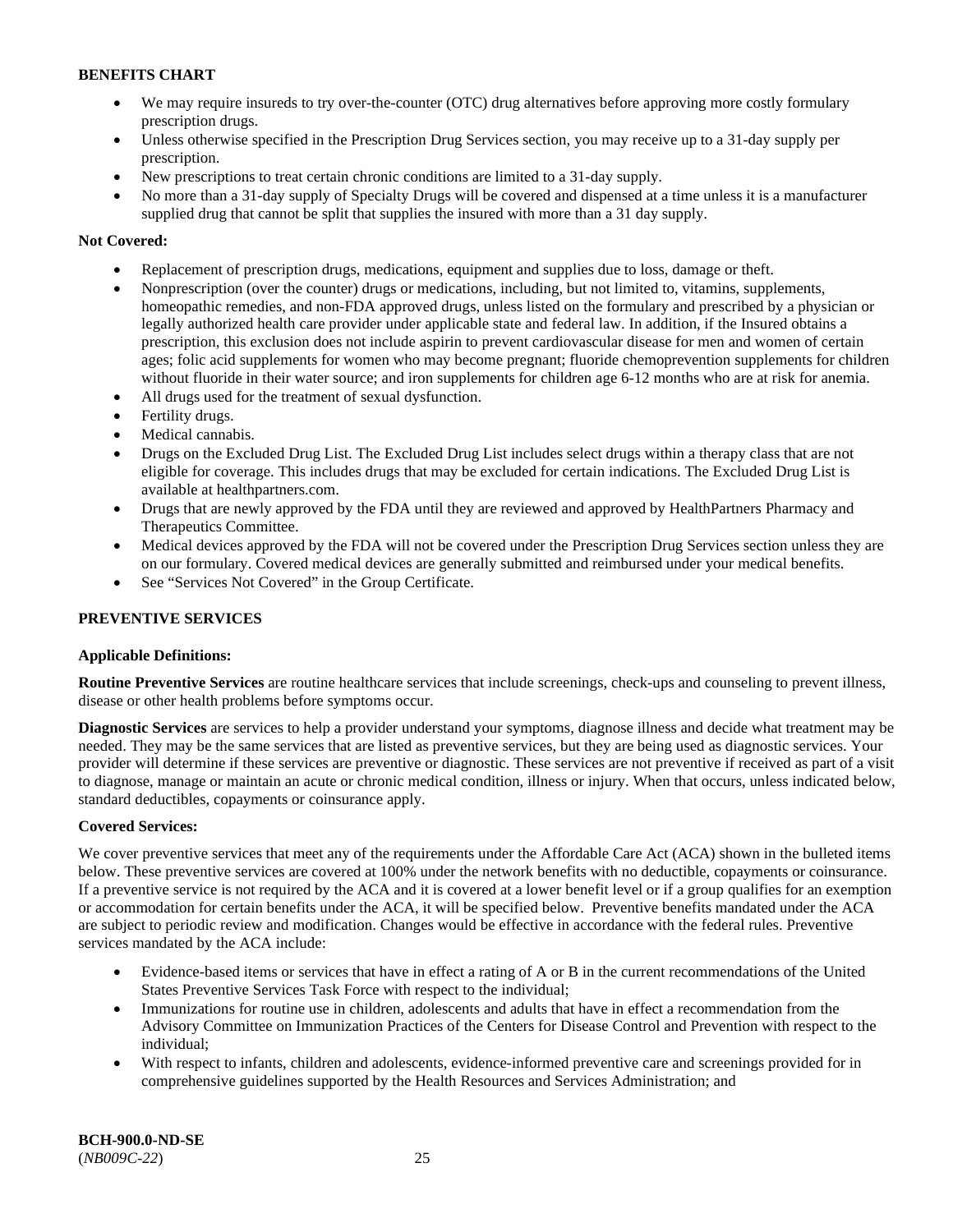**BENEFITS CHART**

- We may require insureds to try over-the-counter (OTC) drug alternatives before approving more costly formulary prescription drugs.
- Unless otherwise specified in the Prescription Drug Services section, you may receive up to a 31-day supply per prescription.
- New prescriptions to treat certain chronic conditions are limited to a 31-day supply.
- No more than a 31-day supply of Specialty Drugs will be covered and dispensed at a time unless it is a manufacturer supplied drug that cannot be split that supplies the insured with more than a 31 day supply.

**Not Covered:**

- Replacement of prescription drugs, medications, equipment and supplies due to loss, damage or theft.
- Nonprescription (over the counter) drugs or medications, including, but not limited to, vitamins, supplements, homeopathic remedies, and non-FDA approved drugs, unless listed on the formulary and prescribed by a physician or legally authorized health care provider under applicable state and federal law. In addition, if the Insured obtains a prescription, this exclusion does not include aspirin to prevent cardiovascular disease for men and women of certain ages; folic acid supplements for women who may become pregnant; fluoride chemoprevention supplements for children without fluoride in their water source; and iron supplements for children age 6-12 months who are at risk for anemia.
- All drugs used for the treatment of sexual dysfunction.
- Fertility drugs.
- Medical cannabis.
- Drugs on the Excluded Drug List. The Excluded Drug List includes select drugs within a therapy class that are not eligible for coverage. This includes drugs that may be excluded for certain indications. The Excluded Drug List is available at healthpartners.com.
- Drugs that are newly approved by the FDA until they are reviewed and approved by HealthPartners Pharmacy and Therapeutics Committee.
- Medical devices approved by the FDA will not be covered under the Prescription Drug Services section unless they are on our formulary. Covered medical devices are generally submitted and reimbursed under your medical benefits.
- See "Services Not Covered" in the Group Certificate.

**PREVENTIVE SERVICES**

**Applicable Definitions:**

**Routine Preventive Services** are routine healthcare services that include screenings, check-ups and counseling to prevent illness, disease or other health problems before symptoms occur.

**Diagnostic Services** are services to help a provider understand your symptoms, diagnose illness and decide what treatment may be needed. They may be the same services that are listed as preventive services, but they are being used as diagnostic services. Your provider will determine if these services are preventive or diagnostic. These services are not preventive if received as part of a visit to diagnose, manage or maintain an acute or chronic medical condition, illness or injury. When that occurs, unless indicated below, standard deductibles, copayments or coinsurance apply.

**Covered Services:**

We cover preventive services that meet any of the requirements under the Affordable Care Act (ACA) shown in the bulleted items below. These preventive services are covered at 100% under the network benefits with no deductible, copayments or coinsurance. If a preventive service is not required by the ACA and it is covered at a lower benefit level or if a group qualifies for an exemption or accommodation for certain benefits under the ACA, it will be specified below. Preventive benefits mandated under the ACA are subject to periodic review and modification. Changes would be effective in accordance with the federal rules. Preventive services mandated by the ACA include:

- Evidence-based items or services that have in effect a rating of A or B in the current recommendations of the United States Preventive Services Task Force with respect to the individual;
- Immunizations for routine use in children, adolescents and adults that have in effect a recommendation from the Advisory Committee on Immunization Practices of the Centers for Disease Control and Prevention with respect to the individual;
- With respect to infants, children and adolescents, evidence-informed preventive care and screenings provided for in comprehensive guidelines supported by the Health Resources and Services Administration; and

**BCH-900.0-ND-SE**
(*NB009C-22*)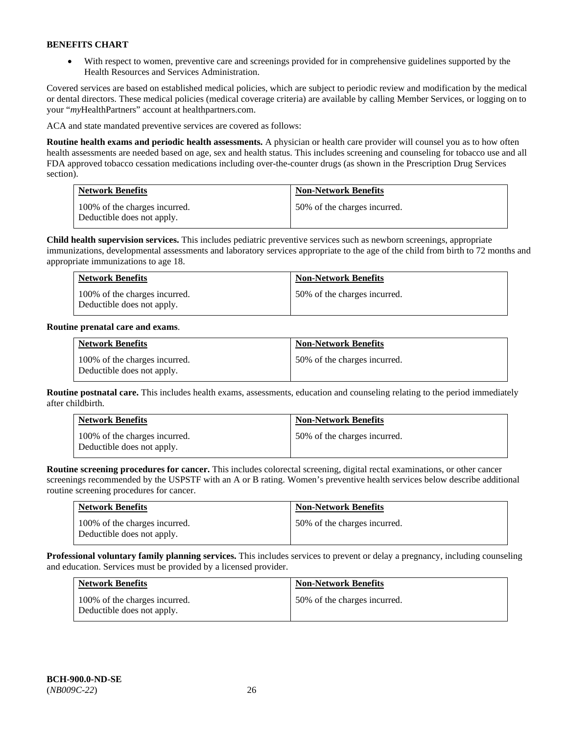**BENEFITS CHART**

- With respect to women, preventive care and screenings provided for in comprehensive guidelines supported by the Health Resources and Services Administration.

Covered services are based on established medical policies, which are subject to periodic review and modification by the medical or dental directors. These medical policies (medical coverage criteria) are available by calling Member Services, or logging on to your "*my*HealthPartners" account at healthpartners.com.

ACA and state mandated preventive services are covered as follows:

**Routine health exams and periodic health assessments.** A physician or health care provider will counsel you as to how often health assessments are needed based on age, sex and health status. This includes screening and counseling for tobacco use and all FDA approved tobacco cessation medications including over-the-counter drugs (as shown in the Prescription Drug Services section).

| Network Benefits | Non-Network Benefits |
| --- | --- |
| 100% of the charges incurred. Deductible does not apply. | 50% of the charges incurred. |

**Child health supervision services.** This includes pediatric preventive services such as newborn screenings, appropriate immunizations, developmental assessments and laboratory services appropriate to the age of the child from birth to 72 months and appropriate immunizations to age 18.

| Network Benefits | Non-Network Benefits |
| --- | --- |
| 100% of the charges incurred. Deductible does not apply. | 50% of the charges incurred. |

**Routine prenatal care and exams**.

| Network Benefits | Non-Network Benefits |
| --- | --- |
| 100% of the charges incurred. Deductible does not apply. | 50% of the charges incurred. |

**Routine postnatal care.** This includes health exams, assessments, education and counseling relating to the period immediately after childbirth.

| Network Benefits | Non-Network Benefits |
| --- | --- |
| 100% of the charges incurred. Deductible does not apply. | 50% of the charges incurred. |

**Routine screening procedures for cancer.** This includes colorectal screening, digital rectal examinations, or other cancer screenings recommended by the USPSTF with an A or B rating. Women's preventive health services below describe additional routine screening procedures for cancer.

| Network Benefits | Non-Network Benefits |
| --- | --- |
| 100% of the charges incurred. Deductible does not apply. | 50% of the charges incurred. |

**Professional voluntary family planning services.** This includes services to prevent or delay a pregnancy, including counseling and education. Services must be provided by a licensed provider.

| Network Benefits | Non-Network Benefits |
| --- | --- |
| 100% of the charges incurred. Deductible does not apply. | 50% of the charges incurred. |

**BCH-900.0-ND-SE**
(*NB009C-22*)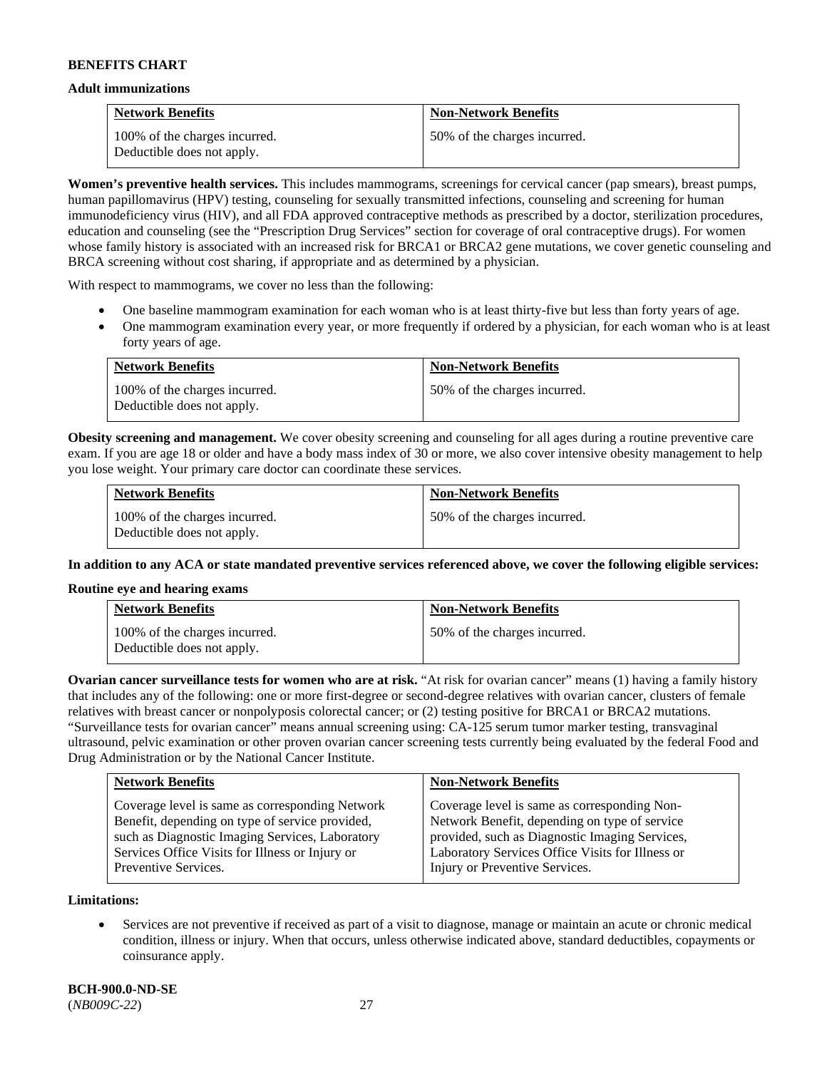**BENEFITS CHART**

**Adult immunizations**

| Network Benefits | Non-Network Benefits |
|---|---|
| 100% of the charges incurred. Deductible does not apply. | 50% of the charges incurred. |

**Women's preventive health services.** This includes mammograms, screenings for cervical cancer (pap smears), breast pumps, human papillomavirus (HPV) testing, counseling for sexually transmitted infections, counseling and screening for human immunodeficiency virus (HIV), and all FDA approved contraceptive methods as prescribed by a doctor, sterilization procedures, education and counseling (see the "Prescription Drug Services" section for coverage of oral contraceptive drugs). For women whose family history is associated with an increased risk for BRCA1 or BRCA2 gene mutations, we cover genetic counseling and BRCA screening without cost sharing, if appropriate and as determined by a physician.

With respect to mammograms, we cover no less than the following:

- One baseline mammogram examination for each woman who is at least thirty-five but less than forty years of age.
- One mammogram examination every year, or more frequently if ordered by a physician, for each woman who is at least forty years of age.

| Network Benefits | Non-Network Benefits |
|---|---|
| 100% of the charges incurred. Deductible does not apply. | 50% of the charges incurred. |

**Obesity screening and management.** We cover obesity screening and counseling for all ages during a routine preventive care exam. If you are age 18 or older and have a body mass index of 30 or more, we also cover intensive obesity management to help you lose weight. Your primary care doctor can coordinate these services.

| Network Benefits | Non-Network Benefits |
|---|---|
| 100% of the charges incurred. Deductible does not apply. | 50% of the charges incurred. |

**In addition to any ACA or state mandated preventive services referenced above, we cover the following eligible services:**

**Routine eye and hearing exams**

| Network Benefits | Non-Network Benefits |
|---|---|
| 100% of the charges incurred. Deductible does not apply. | 50% of the charges incurred. |

**Ovarian cancer surveillance tests for women who are at risk.** "At risk for ovarian cancer" means (1) having a family history that includes any of the following: one or more first-degree or second-degree relatives with ovarian cancer, clusters of female relatives with breast cancer or nonpolyposis colorectal cancer; or (2) testing positive for BRCA1 or BRCA2 mutations. "Surveillance tests for ovarian cancer" means annual screening using: CA-125 serum tumor marker testing, transvaginal ultrasound, pelvic examination or other proven ovarian cancer screening tests currently being evaluated by the federal Food and Drug Administration or by the National Cancer Institute.

| Network Benefits | Non-Network Benefits |
|---|---|
| Coverage level is same as corresponding Network Benefit, depending on type of service provided, such as Diagnostic Imaging Services, Laboratory Services Office Visits for Illness or Injury or Preventive Services. | Coverage level is same as corresponding Non-Network Benefit, depending on type of service provided, such as Diagnostic Imaging Services, Laboratory Services Office Visits for Illness or Injury or Preventive Services. |

**Limitations:**

- Services are not preventive if received as part of a visit to diagnose, manage or maintain an acute or chronic medical condition, illness or injury. When that occurs, unless otherwise indicated above, standard deductibles, copayments or coinsurance apply.

**BCH-900.0-ND-SE**
(*NB009C-22*)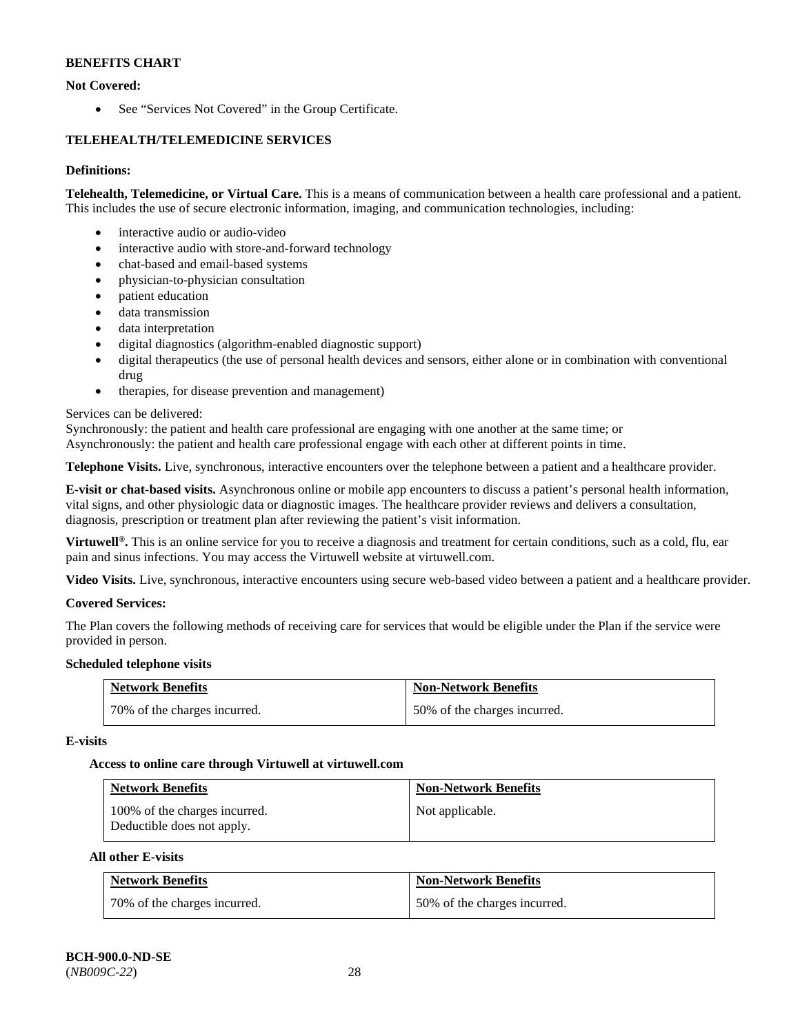**BENEFITS CHART**

**Not Covered:**

- See "Services Not Covered" in the Group Certificate.

**TELEHEALTH/TELEMEDICINE SERVICES**

**Definitions:**

**Telehealth, Telemedicine, or Virtual Care.** This is a means of communication between a health care professional and a patient. This includes the use of secure electronic information, imaging, and communication technologies, including:

- interactive audio or audio-video
- interactive audio with store-and-forward technology
- chat-based and email-based systems
- physician-to-physician consultation
- patient education
- data transmission
- data interpretation
- digital diagnostics (algorithm-enabled diagnostic support)
- digital therapeutics (the use of personal health devices and sensors, either alone or in combination with conventional drug
- therapies, for disease prevention and management)

Services can be delivered:
Synchronously: the patient and health care professional are engaging with one another at the same time; or
Asynchronously: the patient and health care professional engage with each other at different points in time.

**Telephone Visits.** Live, synchronous, interactive encounters over the telephone between a patient and a healthcare provider.

**E-visit or chat-based visits.** Asynchronous online or mobile app encounters to discuss a patient's personal health information, vital signs, and other physiologic data or diagnostic images. The healthcare provider reviews and delivers a consultation, diagnosis, prescription or treatment plan after reviewing the patient's visit information.

**Virtuwell®.** This is an online service for you to receive a diagnosis and treatment for certain conditions, such as a cold, flu, ear pain and sinus infections. You may access the Virtuwell website at virtuwell.com.

**Video Visits.** Live, synchronous, interactive encounters using secure web-based video between a patient and a healthcare provider.

**Covered Services:**

The Plan covers the following methods of receiving care for services that would be eligible under the Plan if the service were provided in person.

**Scheduled telephone visits**

| Network Benefits | Non-Network Benefits |
|---|---|
| 70% of the charges incurred. | 50% of the charges incurred. |

**E-visits**

**Access to online care through Virtuwell at virtuwell.com**

| Network Benefits | Non-Network Benefits |
|---|---|
| 100% of the charges incurred. Deductible does not apply. | Not applicable. |

**All other E-visits**

| Network Benefits | Non-Network Benefits |
|---|---|
| 70% of the charges incurred. | 50% of the charges incurred. |

**BCH-900.0-ND-SE**
(*NB009C-22*)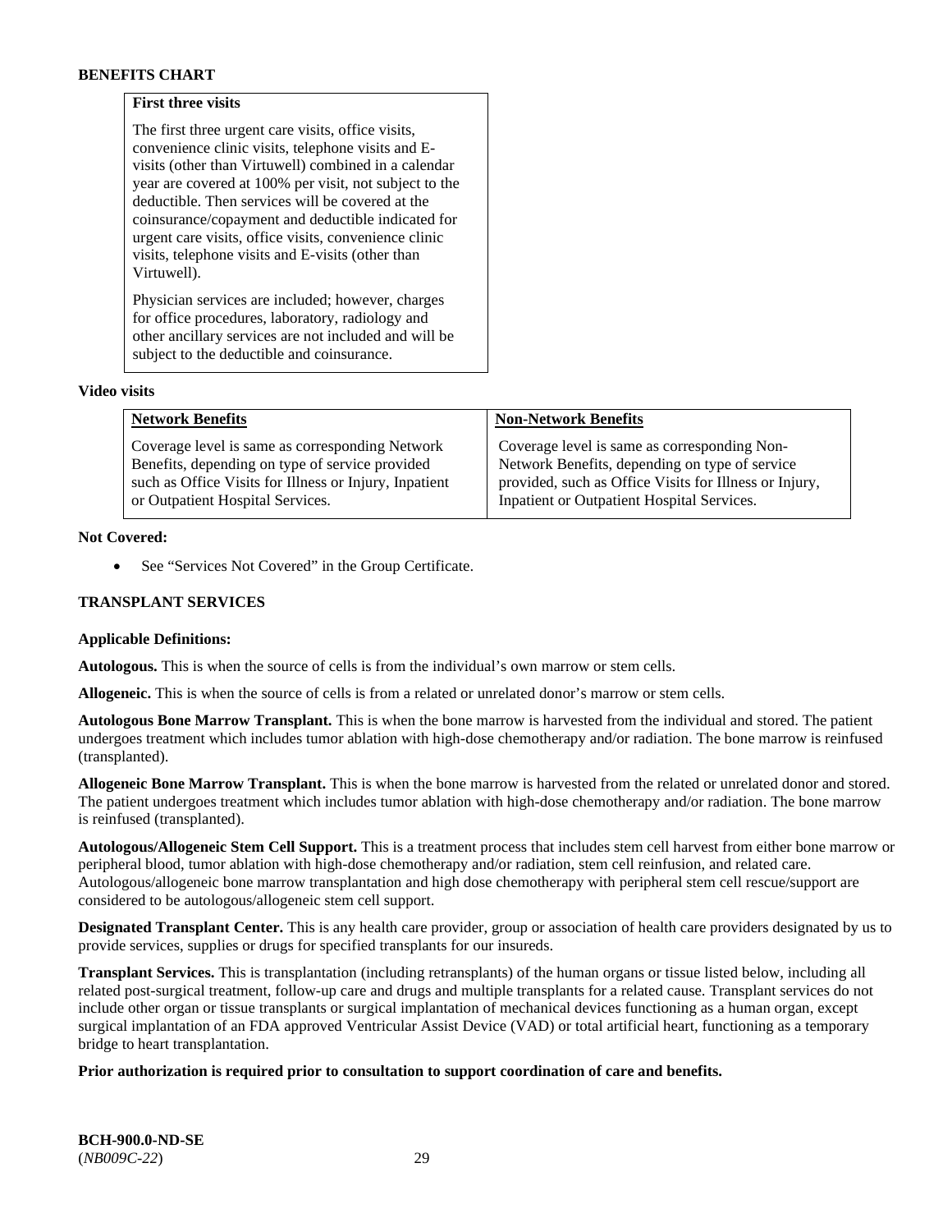**BENEFITS CHART**

| **First three visits** |
|---|
| The first three urgent care visits, office visits, convenience clinic visits, telephone visits and E-visits (other than Virtuwell) combined in a calendar year are covered at 100% per visit, not subject to the deductible. Then services will be covered at the coinsurance/copayment and deductible indicated for urgent care visits, office visits, convenience clinic visits, telephone visits and E-visits (other than Virtuwell).<br><br>Physician services are included; however, charges for office procedures, laboratory, radiology and other ancillary services are not included and will be subject to the deductible and coinsurance. |

**Video visits**

| Network Benefits | Non-Network Benefits |
|---|---|
| Coverage level is same as corresponding Network Benefits, depending on type of service provided such as Office Visits for Illness or Injury, Inpatient or Outpatient Hospital Services. | Coverage level is same as corresponding Non-Network Benefits, depending on type of service provided, such as Office Visits for Illness or Injury, Inpatient or Outpatient Hospital Services. |

**Not Covered:**

- See "Services Not Covered" in the Group Certificate.

**TRANSPLANT SERVICES**

**Applicable Definitions:**

**Autologous.** This is when the source of cells is from the individual's own marrow or stem cells.

**Allogeneic.** This is when the source of cells is from a related or unrelated donor's marrow or stem cells.

**Autologous Bone Marrow Transplant.** This is when the bone marrow is harvested from the individual and stored. The patient undergoes treatment which includes tumor ablation with high-dose chemotherapy and/or radiation. The bone marrow is reinfused (transplanted).

**Allogeneic Bone Marrow Transplant.** This is when the bone marrow is harvested from the related or unrelated donor and stored. The patient undergoes treatment which includes tumor ablation with high-dose chemotherapy and/or radiation. The bone marrow is reinfused (transplanted).

**Autologous/Allogeneic Stem Cell Support.** This is a treatment process that includes stem cell harvest from either bone marrow or peripheral blood, tumor ablation with high-dose chemotherapy and/or radiation, stem cell reinfusion, and related care. Autologous/allogeneic bone marrow transplantation and high dose chemotherapy with peripheral stem cell rescue/support are considered to be autologous/allogeneic stem cell support.

**Designated Transplant Center.** This is any health care provider, group or association of health care providers designated by us to provide services, supplies or drugs for specified transplants for our insureds.

**Transplant Services.** This is transplantation (including retransplants) of the human organs or tissue listed below, including all related post-surgical treatment, follow-up care and drugs and multiple transplants for a related cause. Transplant services do not include other organ or tissue transplants or surgical implantation of mechanical devices functioning as a human organ, except surgical implantation of an FDA approved Ventricular Assist Device (VAD) or total artificial heart, functioning as a temporary bridge to heart transplantation.

**Prior authorization is required prior to consultation to support coordination of care and benefits.**

**BCH-900.0-ND-SE**
(*NB009C-22*)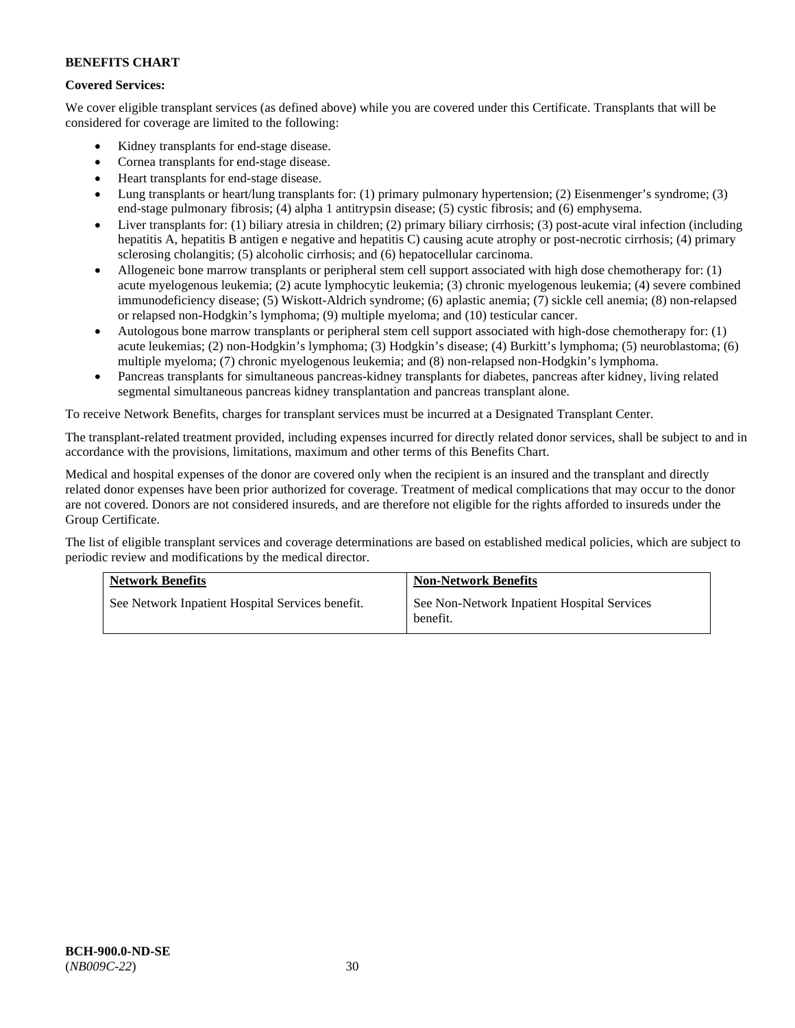**BENEFITS CHART**

**Covered Services:**

We cover eligible transplant services (as defined above) while you are covered under this Certificate. Transplants that will be considered for coverage are limited to the following:

- Kidney transplants for end-stage disease.
- Cornea transplants for end-stage disease.
- Heart transplants for end-stage disease.
- Lung transplants or heart/lung transplants for: (1) primary pulmonary hypertension; (2) Eisenmenger's syndrome; (3) end-stage pulmonary fibrosis; (4) alpha 1 antitrypsin disease; (5) cystic fibrosis; and (6) emphysema.
- Liver transplants for: (1) biliary atresia in children; (2) primary biliary cirrhosis; (3) post-acute viral infection (including hepatitis A, hepatitis B antigen e negative and hepatitis C) causing acute atrophy or post-necrotic cirrhosis; (4) primary sclerosing cholangitis; (5) alcoholic cirrhosis; and (6) hepatocellular carcinoma.
- Allogeneic bone marrow transplants or peripheral stem cell support associated with high dose chemotherapy for: (1) acute myelogenous leukemia; (2) acute lymphocytic leukemia; (3) chronic myelogenous leukemia; (4) severe combined immunodeficiency disease; (5) Wiskott-Aldrich syndrome; (6) aplastic anemia; (7) sickle cell anemia; (8) non-relapsed or relapsed non-Hodgkin's lymphoma; (9) multiple myeloma; and (10) testicular cancer.
- Autologous bone marrow transplants or peripheral stem cell support associated with high-dose chemotherapy for: (1) acute leukemias; (2) non-Hodgkin's lymphoma; (3) Hodgkin's disease; (4) Burkitt's lymphoma; (5) neuroblastoma; (6) multiple myeloma; (7) chronic myelogenous leukemia; and (8) non-relapsed non-Hodgkin's lymphoma.
- Pancreas transplants for simultaneous pancreas-kidney transplants for diabetes, pancreas after kidney, living related segmental simultaneous pancreas kidney transplantation and pancreas transplant alone.

To receive Network Benefits, charges for transplant services must be incurred at a Designated Transplant Center.

The transplant-related treatment provided, including expenses incurred for directly related donor services, shall be subject to and in accordance with the provisions, limitations, maximum and other terms of this Benefits Chart.

Medical and hospital expenses of the donor are covered only when the recipient is an insured and the transplant and directly related donor expenses have been prior authorized for coverage. Treatment of medical complications that may occur to the donor are not covered. Donors are not considered insureds, and are therefore not eligible for the rights afforded to insureds under the Group Certificate.

The list of eligible transplant services and coverage determinations are based on established medical policies, which are subject to periodic review and modifications by the medical director.

| Network Benefits | Non-Network Benefits |
|---|---|
| See Network Inpatient Hospital Services benefit. | See Non-Network Inpatient Hospital Services benefit. |

**BCH-900.0-ND-SE**
(*NB009C-22*)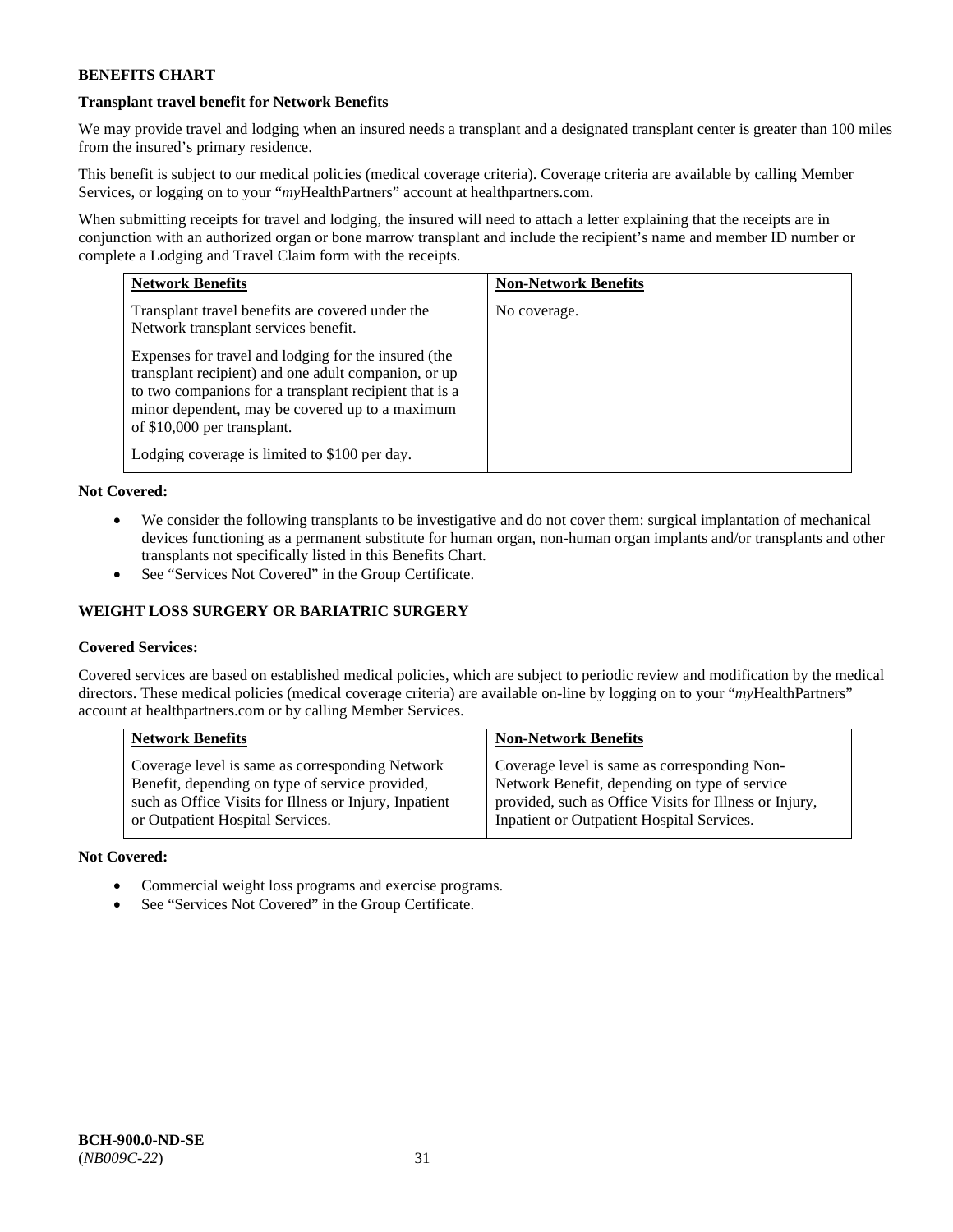**BENEFITS CHART**

**Transplant travel benefit for Network Benefits**

We may provide travel and lodging when an insured needs a transplant and a designated transplant center is greater than 100 miles from the insured's primary residence.

This benefit is subject to our medical policies (medical coverage criteria). Coverage criteria are available by calling Member Services, or logging on to your "*my*HealthPartners" account at healthpartners.com.

When submitting receipts for travel and lodging, the insured will need to attach a letter explaining that the receipts are in conjunction with an authorized organ or bone marrow transplant and include the recipient's name and member ID number or complete a Lodging and Travel Claim form with the receipts.

| **Network Benefits** | **Non-Network Benefits** |
|---|---|
| Transplant travel benefits are covered under the Network transplant services benefit.<br><br>Expenses for travel and lodging for the insured (the transplant recipient) and one adult companion, or up to two companions for a transplant recipient that is a minor dependent, may be covered up to a maximum of $10,000 per transplant.<br><br>Lodging coverage is limited to $100 per day. | No coverage. |

**Not Covered:**

- We consider the following transplants to be investigative and do not cover them: surgical implantation of mechanical devices functioning as a permanent substitute for human organ, non-human organ implants and/or transplants and other transplants not specifically listed in this Benefits Chart.
- See "Services Not Covered" in the Group Certificate.

**WEIGHT LOSS SURGERY OR BARIATRIC SURGERY**

**Covered Services:**

Covered services are based on established medical policies, which are subject to periodic review and modification by the medical directors. These medical policies (medical coverage criteria) are available on-line by logging on to your "*my*HealthPartners" account at healthpartners.com or by calling Member Services.

| **Network Benefits** | **Non-Network Benefits** |
|---|---|
| Coverage level is same as corresponding Network Benefit, depending on type of service provided, such as Office Visits for Illness or Injury, Inpatient or Outpatient Hospital Services. | Coverage level is same as corresponding Non-Network Benefit, depending on type of service provided, such as Office Visits for Illness or Injury, Inpatient or Outpatient Hospital Services. |

**Not Covered:**

- Commercial weight loss programs and exercise programs.
- See "Services Not Covered" in the Group Certificate.

**BCH-900.0-ND-SE**
(*NB009C-22*)